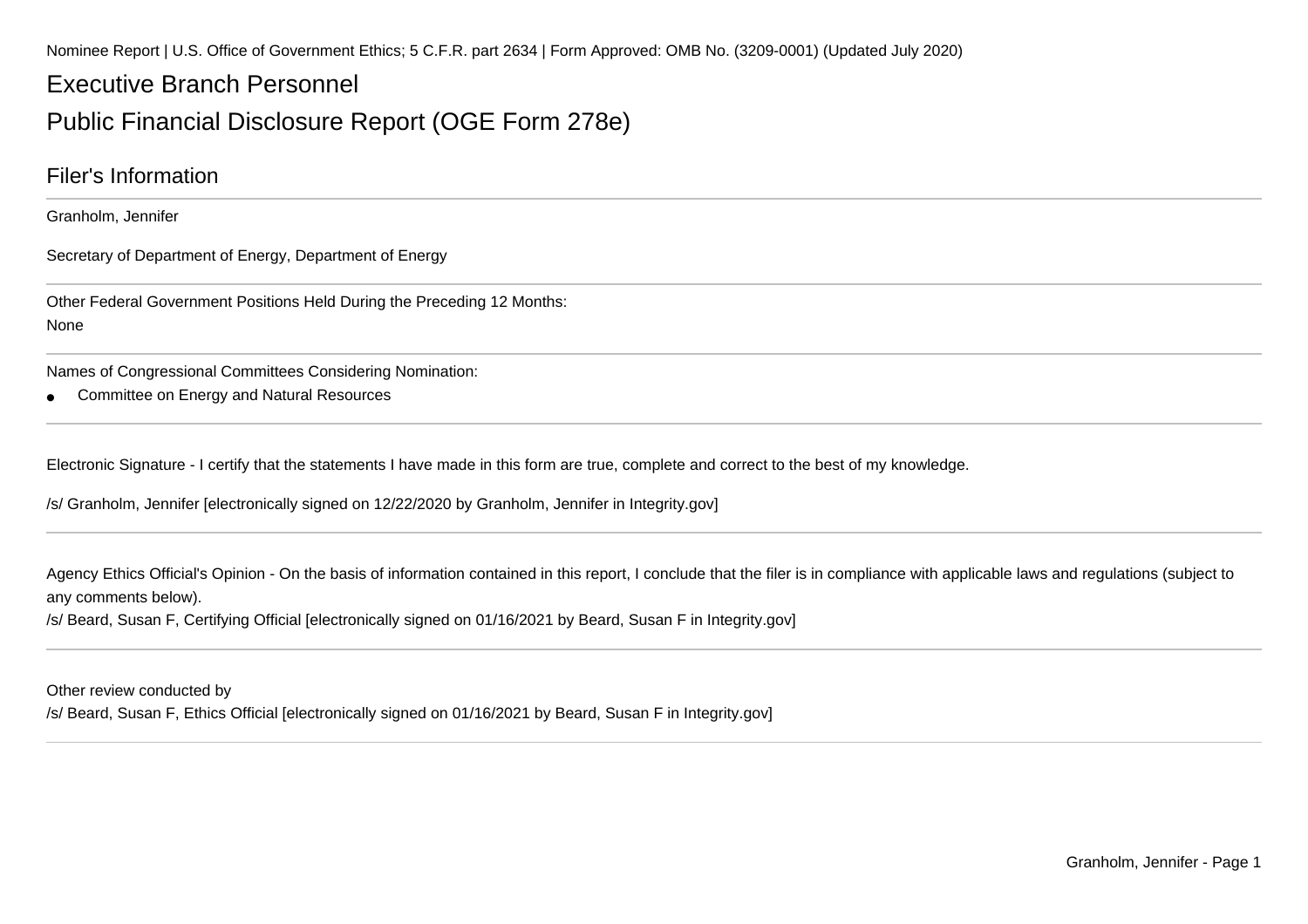Nominee Report | U.S. Office of Government Ethics; 5 C.F.R. part 2634 | Form Approved: OMB No. (3209-0001) (Updated July 2020)

# Executive Branch Personnel

# Public Financial Disclosure Report (OGE Form 278e)

## Filer's Information

Granholm, Jennifer

Secretary of Department of Energy, Department of Energy

---

Other Federal Government Positions Held During the Preceding 12 Months:

None

---

Names of Congressional Committees Considering Nomination:

- Committee on Energy and Natural Resources

---

Electronic Signature - I certify that the statements I have made in this form are true, complete and correct to the best of my knowledge.

/s/ Granholm, Jennifer [electronically signed on 12/22/2020 by Granholm, Jennifer in Integrity.gov]

---

Agency Ethics Official's Opinion - On the basis of information contained in this report, I conclude that the filer is in compliance with applicable laws and regulations (subject to any comments below).

/s/ Beard, Susan F, Certifying Official [electronically signed on 01/16/2021 by Beard, Susan F in Integrity.gov]

---

Other review conducted by

/s/ Beard, Susan F, Ethics Official [electronically signed on 01/16/2021 by Beard, Susan F in Integrity.gov]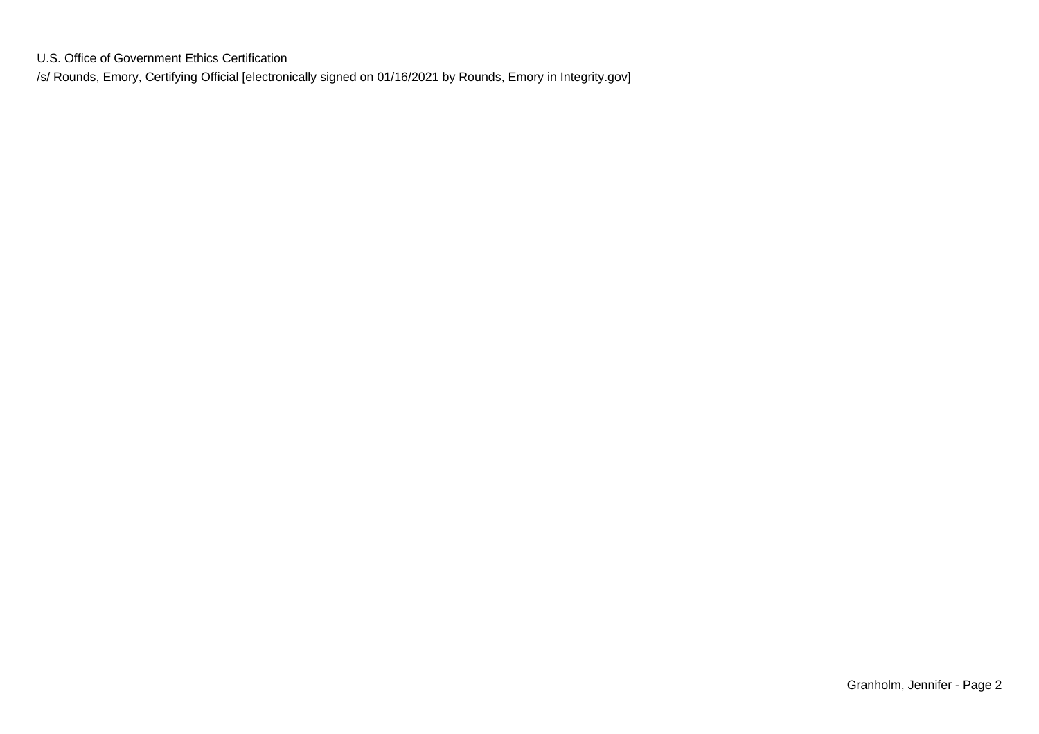U.S. Office of Government Ethics Certification

/s/ Rounds, Emory, Certifying Official [electronically signed on 01/16/2021 by Rounds, Emory in Integrity.gov]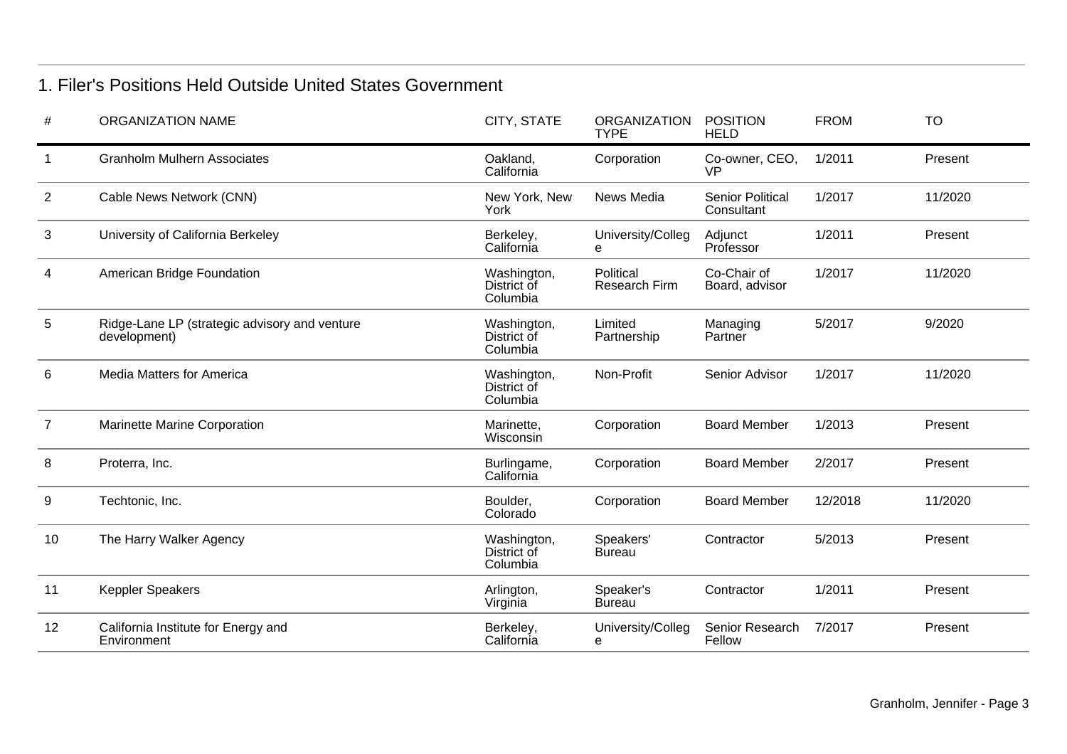## 1. Filer's Positions Held Outside United States Government

| # | ORGANIZATION NAME | CITY, STATE | ORGANIZATION TYPE | POSITION HELD | FROM | TO |
|---|---|---|---|---|---|---|
| 1 | Granholm Mulhern Associates | Oakland, California | Corporation | Co-owner, CEO, VP | 1/2011 | Present |
| 2 | Cable News Network (CNN) | New York, New York | News Media | Senior Political Consultant | 1/2017 | 11/2020 |
| 3 | University of California Berkeley | Berkeley, California | University/College | Adjunct Professor | 1/2011 | Present |
| 4 | American Bridge Foundation | Washington, District of Columbia | Political Research Firm | Co-Chair of Board, advisor | 1/2017 | 11/2020 |
| 5 | Ridge-Lane LP (strategic advisory and venture development) | Washington, District of Columbia | Limited Partnership | Managing Partner | 5/2017 | 9/2020 |
| 6 | Media Matters for America | Washington, District of Columbia | Non-Profit | Senior Advisor | 1/2017 | 11/2020 |
| 7 | Marinette Marine Corporation | Marinette, Wisconsin | Corporation | Board Member | 1/2013 | Present |
| 8 | Proterra, Inc. | Burlingame, California | Corporation | Board Member | 2/2017 | Present |
| 9 | Techtonic, Inc. | Boulder, Colorado | Corporation | Board Member | 12/2018 | 11/2020 |
| 10 | The Harry Walker Agency | Washington, District of Columbia | Speakers' Bureau | Contractor | 5/2013 | Present |
| 11 | Keppler Speakers | Arlington, Virginia | Speaker's Bureau | Contractor | 1/2011 | Present |
| 12 | California Institute for Energy and Environment | Berkeley, California | University/College | Senior Research Fellow | 7/2017 | Present |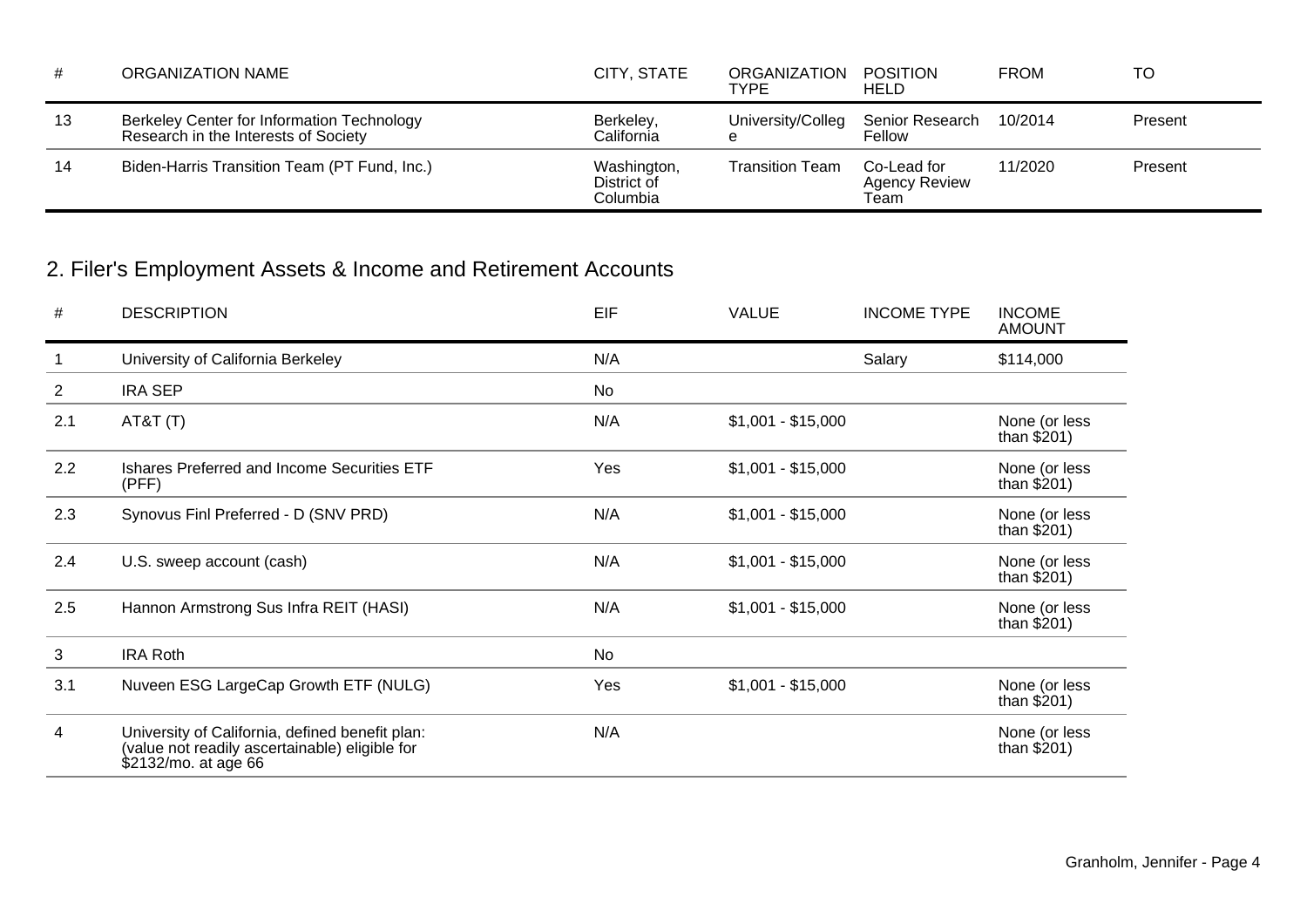| # | ORGANIZATION NAME | CITY, STATE | ORGANIZATION TYPE | POSITION HELD | FROM | TO |
|---|---|---|---|---|---|---|
| 13 | Berkeley Center for Information Technology Research in the Interests of Society | Berkeley, California | University/College | Senior Research Fellow | 10/2014 | Present |
| 14 | Biden-Harris Transition Team (PT Fund, Inc.) | Washington, District of Columbia | Transition Team | Co-Lead for Agency Review Team | 11/2020 | Present |

## 2. Filer's Employment Assets & Income and Retirement Accounts

| # | DESCRIPTION | EIF | VALUE | INCOME TYPE | INCOME AMOUNT |
|---|---|---|---|---|---|
| 1 | University of California Berkeley | N/A | | Salary | $114,000 |
| 2 | IRA SEP | No | | | |
| 2.1 | AT&T (T) | N/A | $1,001 - $15,000 | | None (or less than $201) |
| 2.2 | Ishares Preferred and Income Securities ETF (PFF) | Yes | $1,001 - $15,000 | | None (or less than $201) |
| 2.3 | Synovus Finl Preferred - D (SNV PRD) | N/A | $1,001 - $15,000 | | None (or less than $201) |
| 2.4 | U.S. sweep account (cash) | N/A | $1,001 - $15,000 | | None (or less than $201) |
| 2.5 | Hannon Armstrong Sus Infra REIT (HASI) | N/A | $1,001 - $15,000 | | None (or less than $201) |
| 3 | IRA Roth | No | | | |
| 3.1 | Nuveen ESG LargeCap Growth ETF (NULG) | Yes | $1,001 - $15,000 | | None (or less than $201) |
| 4 | University of California, defined benefit plan: (value not readily ascertainable) eligible for $2132/mo. at age 66 | N/A | | | None (or less than $201) |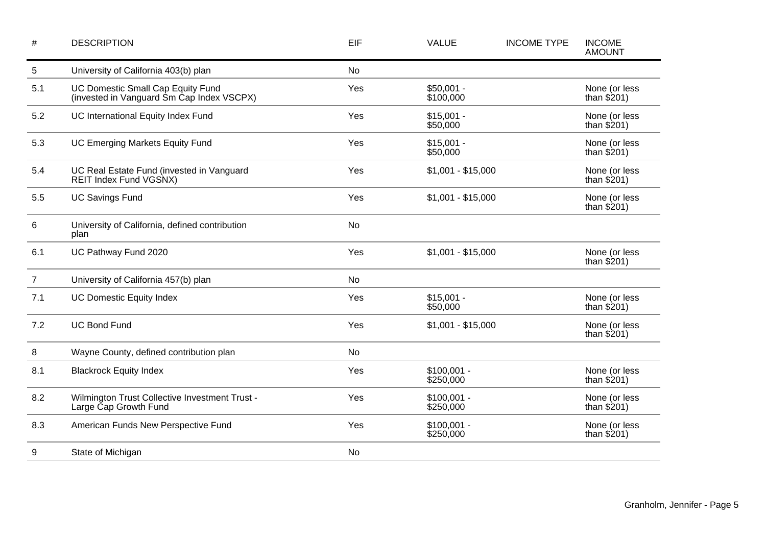| # | DESCRIPTION | EIF | VALUE | INCOME TYPE | INCOME AMOUNT |
|---|---|---|---|---|---|
| 5 | University of California 403(b) plan | No | | | |
| 5.1 | UC Domestic Small Cap Equity Fund (invested in Vanguard Sm Cap Index VSCPX) | Yes | $50,001 - $100,000 | | None (or less than $201) |
| 5.2 | UC International Equity Index Fund | Yes | $15,001 - $50,000 | | None (or less than $201) |
| 5.3 | UC Emerging Markets Equity Fund | Yes | $15,001 - $50,000 | | None (or less than $201) |
| 5.4 | UC Real Estate Fund (invested in Vanguard REIT Index Fund VGSNX) | Yes | $1,001 - $15,000 | | None (or less than $201) |
| 5.5 | UC Savings Fund | Yes | $1,001 - $15,000 | | None (or less than $201) |
| 6 | University of California, defined contribution plan | No | | | |
| 6.1 | UC Pathway Fund 2020 | Yes | $1,001 - $15,000 | | None (or less than $201) |
| 7 | University of California 457(b) plan | No | | | |
| 7.1 | UC Domestic Equity Index | Yes | $15,001 - $50,000 | | None (or less than $201) |
| 7.2 | UC Bond Fund | Yes | $1,001 - $15,000 | | None (or less than $201) |
| 8 | Wayne County, defined contribution plan | No | | | |
| 8.1 | Blackrock Equity Index | Yes | $100,001 - $250,000 | | None (or less than $201) |
| 8.2 | Wilmington Trust Collective Investment Trust - Large Cap Growth Fund | Yes | $100,001 - $250,000 | | None (or less than $201) |
| 8.3 | American Funds New Perspective Fund | Yes | $100,001 - $250,000 | | None (or less than $201) |
| 9 | State of Michigan | No | | | |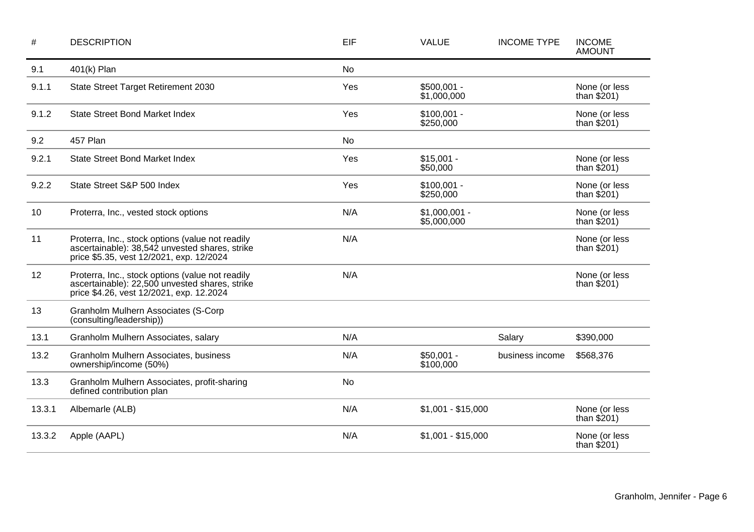| # | DESCRIPTION | EIF | VALUE | INCOME TYPE | INCOME AMOUNT |
|---|---|---|---|---|---|
| 9.1 | 401(k) Plan | No | | | |
| 9.1.1 | State Street Target Retirement 2030 | Yes | $500,001 - $1,000,000 | | None (or less than $201) |
| 9.1.2 | State Street Bond Market Index | Yes | $100,001 - $250,000 | | None (or less than $201) |
| 9.2 | 457 Plan | No | | | |
| 9.2.1 | State Street Bond Market Index | Yes | $15,001 - $50,000 | | None (or less than $201) |
| 9.2.2 | State Street S&P 500 Index | Yes | $100,001 - $250,000 | | None (or less than $201) |
| 10 | Proterra, Inc., vested stock options | N/A | $1,000,001 - $5,000,000 | | None (or less than $201) |
| 11 | Proterra, Inc., stock options (value not readily ascertainable): 38,542 unvested shares, strike price $5.35, vest 12/2021, exp. 12/2024 | N/A | | | None (or less than $201) |
| 12 | Proterra, Inc., stock options (value not readily ascertainable): 22,500 unvested shares, strike price $4.26, vest 12/2021, exp. 12.2024 | N/A | | | None (or less than $201) |
| 13 | Granholm Mulhern Associates (S-Corp (consulting/leadership)) | | | | |
| 13.1 | Granholm Mulhern Associates, salary | N/A | | Salary | $390,000 |
| 13.2 | Granholm Mulhern Associates, business ownership/income (50%) | N/A | $50,001 - $100,000 | business income | $568,376 |
| 13.3 | Granholm Mulhern Associates, profit-sharing defined contribution plan | No | | | |
| 13.3.1 | Albemarle (ALB) | N/A | $1,001 - $15,000 | | None (or less than $201) |
| 13.3.2 | Apple (AAPL) | N/A | $1,001 - $15,000 | | None (or less than $201) |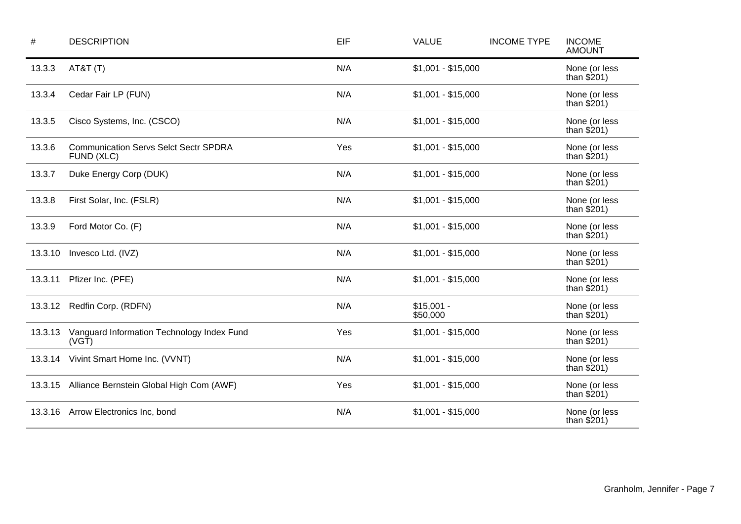| # | DESCRIPTION | EIF | VALUE | INCOME TYPE | INCOME AMOUNT |
|---|---|---|---|---|---|
| 13.3.3 | AT&T (T) | N/A | $1,001 - $15,000 | | None (or less than $201) |
| 13.3.4 | Cedar Fair LP (FUN) | N/A | $1,001 - $15,000 | | None (or less than $201) |
| 13.3.5 | Cisco Systems, Inc. (CSCO) | N/A | $1,001 - $15,000 | | None (or less than $201) |
| 13.3.6 | Communication Servs Selct Sectr SPDRA FUND (XLC) | Yes | $1,001 - $15,000 | | None (or less than $201) |
| 13.3.7 | Duke Energy Corp (DUK) | N/A | $1,001 - $15,000 | | None (or less than $201) |
| 13.3.8 | First Solar, Inc. (FSLR) | N/A | $1,001 - $15,000 | | None (or less than $201) |
| 13.3.9 | Ford Motor Co. (F) | N/A | $1,001 - $15,000 | | None (or less than $201) |
| 13.3.10 | Invesco Ltd. (IVZ) | N/A | $1,001 - $15,000 | | None (or less than $201) |
| 13.3.11 | Pfizer Inc. (PFE) | N/A | $1,001 - $15,000 | | None (or less than $201) |
| 13.3.12 | Redfin Corp. (RDFN) | N/A | $15,001 - $50,000 | | None (or less than $201) |
| 13.3.13 | Vanguard Information Technology Index Fund (VGT) | Yes | $1,001 - $15,000 | | None (or less than $201) |
| 13.3.14 | Vivint Smart Home Inc. (VVNT) | N/A | $1,001 - $15,000 | | None (or less than $201) |
| 13.3.15 | Alliance Bernstein Global High Com (AWF) | Yes | $1,001 - $15,000 | | None (or less than $201) |
| 13.3.16 | Arrow Electronics Inc, bond | N/A | $1,001 - $15,000 | | None (or less than $201) |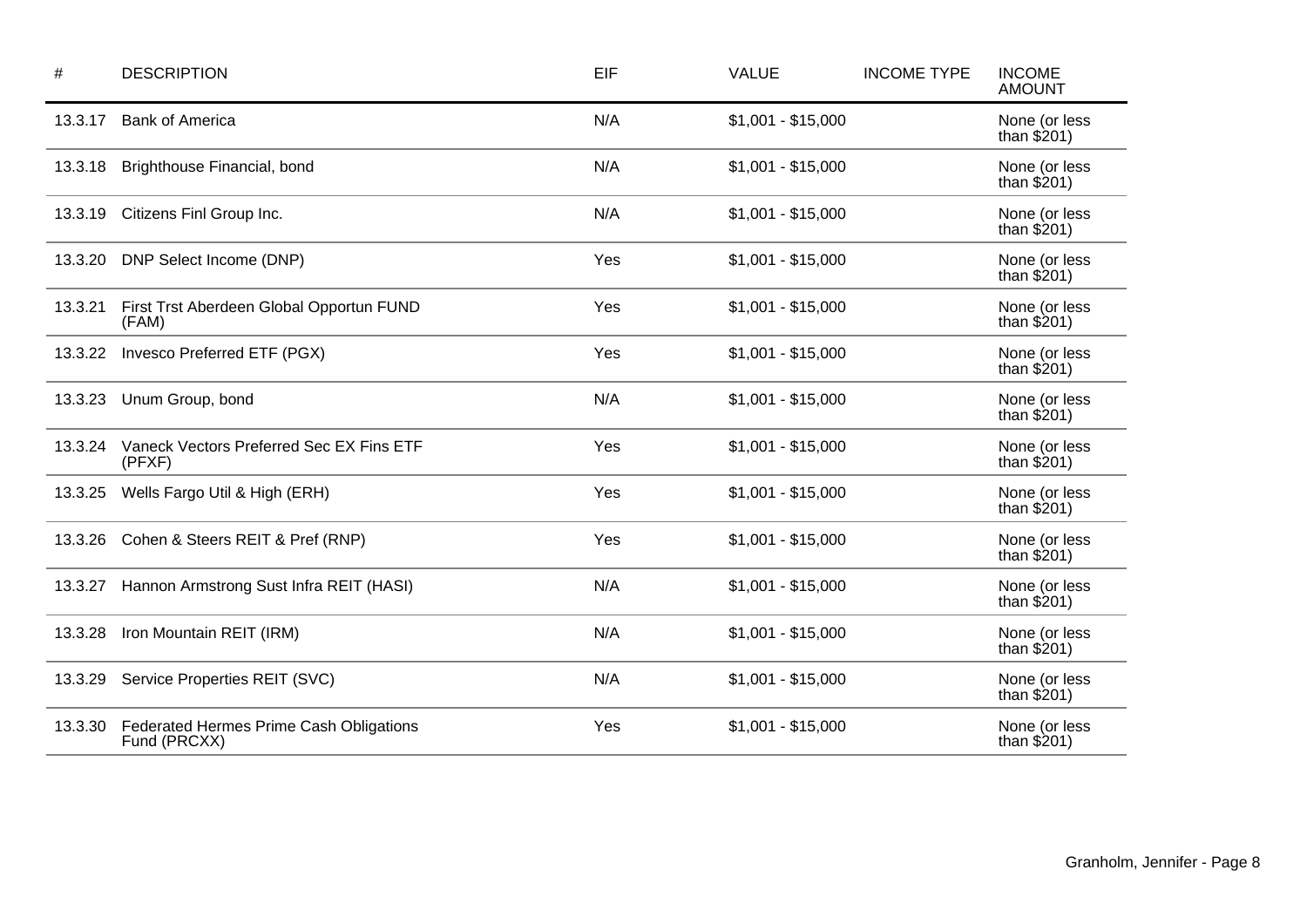| # | DESCRIPTION | EIF | VALUE | INCOME TYPE | INCOME AMOUNT |
|---|---|---|---|---|---|
| 13.3.17 | Bank of America | N/A | $1,001 - $15,000 | | None (or less than $201) |
| 13.3.18 | Brighthouse Financial, bond | N/A | $1,001 - $15,000 | | None (or less than $201) |
| 13.3.19 | Citizens Finl Group Inc. | N/A | $1,001 - $15,000 | | None (or less than $201) |
| 13.3.20 | DNP Select Income (DNP) | Yes | $1,001 - $15,000 | | None (or less than $201) |
| 13.3.21 | First Trst Aberdeen Global Opportun FUND (FAM) | Yes | $1,001 - $15,000 | | None (or less than $201) |
| 13.3.22 | Invesco Preferred ETF (PGX) | Yes | $1,001 - $15,000 | | None (or less than $201) |
| 13.3.23 | Unum Group, bond | N/A | $1,001 - $15,000 | | None (or less than $201) |
| 13.3.24 | Vaneck Vectors Preferred Sec EX Fins ETF (PFXF) | Yes | $1,001 - $15,000 | | None (or less than $201) |
| 13.3.25 | Wells Fargo Util & High (ERH) | Yes | $1,001 - $15,000 | | None (or less than $201) |
| 13.3.26 | Cohen & Steers REIT & Pref (RNP) | Yes | $1,001 - $15,000 | | None (or less than $201) |
| 13.3.27 | Hannon Armstrong Sust Infra REIT (HASI) | N/A | $1,001 - $15,000 | | None (or less than $201) |
| 13.3.28 | Iron Mountain REIT (IRM) | N/A | $1,001 - $15,000 | | None (or less than $201) |
| 13.3.29 | Service Properties REIT (SVC) | N/A | $1,001 - $15,000 | | None (or less than $201) |
| 13.3.30 | Federated Hermes Prime Cash Obligations Fund (PRCXX) | Yes | $1,001 - $15,000 | | None (or less than $201) |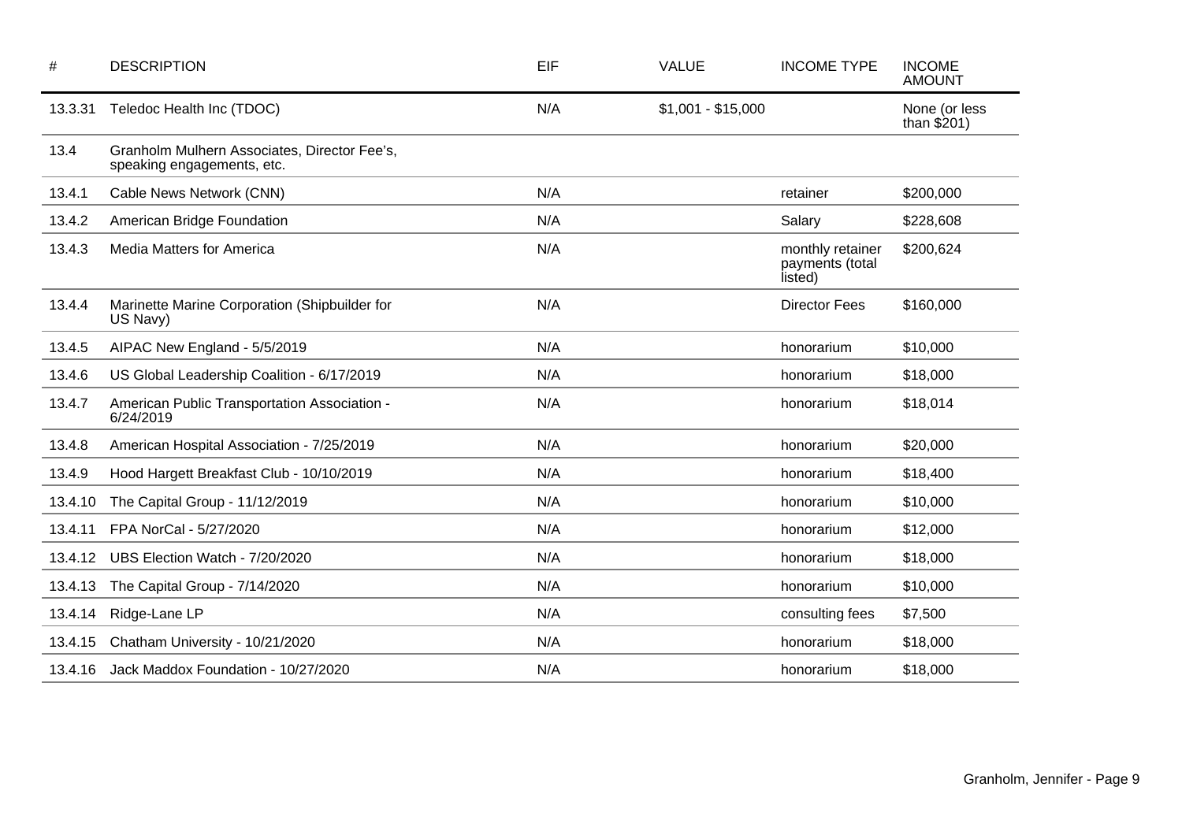| # | DESCRIPTION | EIF | VALUE | INCOME TYPE | INCOME AMOUNT |
|---|---|---|---|---|---|
| 13.3.31 | Teledoc Health Inc (TDOC) | N/A | $1,001 - $15,000 | | None (or less than $201) |
| 13.4 | Granholm Mulhern Associates, Director Fee's, speaking engagements, etc. | | | | |
| 13.4.1 | Cable News Network (CNN) | N/A | | retainer | $200,000 |
| 13.4.2 | American Bridge Foundation | N/A | | Salary | $228,608 |
| 13.4.3 | Media Matters for America | N/A | | monthly retainer payments (total listed) | $200,624 |
| 13.4.4 | Marinette Marine Corporation (Shipbuilder for US Navy) | N/A | | Director Fees | $160,000 |
| 13.4.5 | AIPAC New England - 5/5/2019 | N/A | | honorarium | $10,000 |
| 13.4.6 | US Global Leadership Coalition - 6/17/2019 | N/A | | honorarium | $18,000 |
| 13.4.7 | American Public Transportation Association - 6/24/2019 | N/A | | honorarium | $18,014 |
| 13.4.8 | American Hospital Association - 7/25/2019 | N/A | | honorarium | $20,000 |
| 13.4.9 | Hood Hargett Breakfast Club - 10/10/2019 | N/A | | honorarium | $18,400 |
| 13.4.10 | The Capital Group - 11/12/2019 | N/A | | honorarium | $10,000 |
| 13.4.11 | FPA NorCal - 5/27/2020 | N/A | | honorarium | $12,000 |
| 13.4.12 | UBS Election Watch - 7/20/2020 | N/A | | honorarium | $18,000 |
| 13.4.13 | The Capital Group - 7/14/2020 | N/A | | honorarium | $10,000 |
| 13.4.14 | Ridge-Lane LP | N/A | | consulting fees | $7,500 |
| 13.4.15 | Chatham University - 10/21/2020 | N/A | | honorarium | $18,000 |
| 13.4.16 | Jack Maddox Foundation - 10/27/2020 | N/A | | honorarium | $18,000 |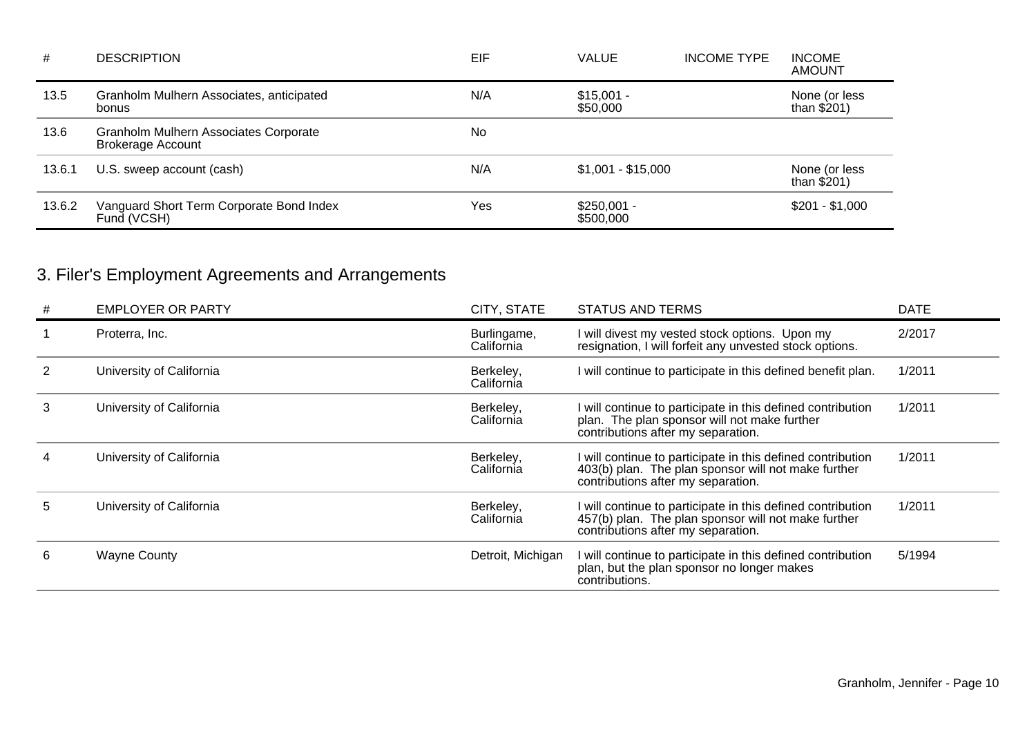| # | DESCRIPTION | EIF | VALUE | INCOME TYPE | INCOME AMOUNT |
|---|---|---|---|---|---|
| 13.5 | Granholm Mulhern Associates, anticipated bonus | N/A | $15,001 - $50,000 | | None (or less than $201) |
| 13.6 | Granholm Mulhern Associates Corporate Brokerage Account | No | | | |
| 13.6.1 | U.S. sweep account (cash) | N/A | $1,001 - $15,000 | | None (or less than $201) |
| 13.6.2 | Vanguard Short Term Corporate Bond Index Fund (VCSH) | Yes | $250,001 - $500,000 | | $201 - $1,000 |

## 3. Filer's Employment Agreements and Arrangements

| # | EMPLOYER OR PARTY | CITY, STATE | STATUS AND TERMS | DATE |
|---|---|---|---|---|
| 1 | Proterra, Inc. | Burlingame, California | I will divest my vested stock options. Upon my resignation, I will forfeit any unvested stock options. | 2/2017 |
| 2 | University of California | Berkeley, California | I will continue to participate in this defined benefit plan. | 1/2011 |
| 3 | University of California | Berkeley, California | I will continue to participate in this defined contribution plan. The plan sponsor will not make further contributions after my separation. | 1/2011 |
| 4 | University of California | Berkeley, California | I will continue to participate in this defined contribution 403(b) plan. The plan sponsor will not make further contributions after my separation. | 1/2011 |
| 5 | University of California | Berkeley, California | I will continue to participate in this defined contribution 457(b) plan. The plan sponsor will not make further contributions after my separation. | 1/2011 |
| 6 | Wayne County | Detroit, Michigan | I will continue to participate in this defined contribution plan, but the plan sponsor no longer makes contributions. | 5/1994 |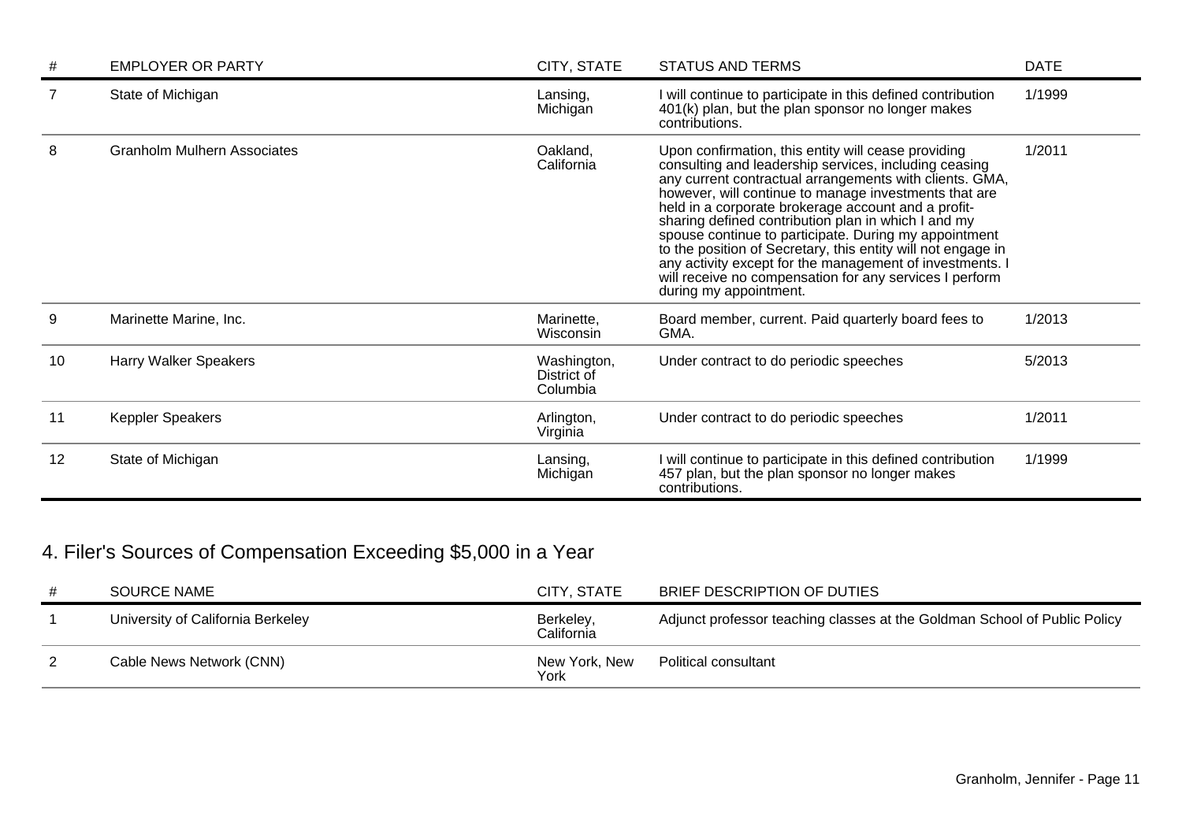| # | EMPLOYER OR PARTY | CITY, STATE | STATUS AND TERMS | DATE |
|---|---|---|---|---|
| 7 | State of Michigan | Lansing, Michigan | I will continue to participate in this defined contribution 401(k) plan, but the plan sponsor no longer makes contributions. | 1/1999 |
| 8 | Granholm Mulhern Associates | Oakland, California | Upon confirmation, this entity will cease providing consulting and leadership services, including ceasing any current contractual arrangements with clients. GMA, however, will continue to manage investments that are held in a corporate brokerage account and a profit-sharing defined contribution plan in which I and my spouse continue to participate. During my appointment to the position of Secretary, this entity will not engage in any activity except for the management of investments. I will receive no compensation for any services I perform during my appointment. | 1/2011 |
| 9 | Marinette Marine, Inc. | Marinette, Wisconsin | Board member, current. Paid quarterly board fees to GMA. | 1/2013 |
| 10 | Harry Walker Speakers | Washington, District of Columbia | Under contract to do periodic speeches | 5/2013 |
| 11 | Keppler Speakers | Arlington, Virginia | Under contract to do periodic speeches | 1/2011 |
| 12 | State of Michigan | Lansing, Michigan | I will continue to participate in this defined contribution 457 plan, but the plan sponsor no longer makes contributions. | 1/1999 |

## 4. Filer's Sources of Compensation Exceeding $5,000 in a Year

| # | SOURCE NAME | CITY, STATE | BRIEF DESCRIPTION OF DUTIES |
|---|---|---|---|
| 1 | University of California Berkeley | Berkeley, California | Adjunct professor teaching classes at the Goldman School of Public Policy |
| 2 | Cable News Network (CNN) | New York, New York | Political consultant |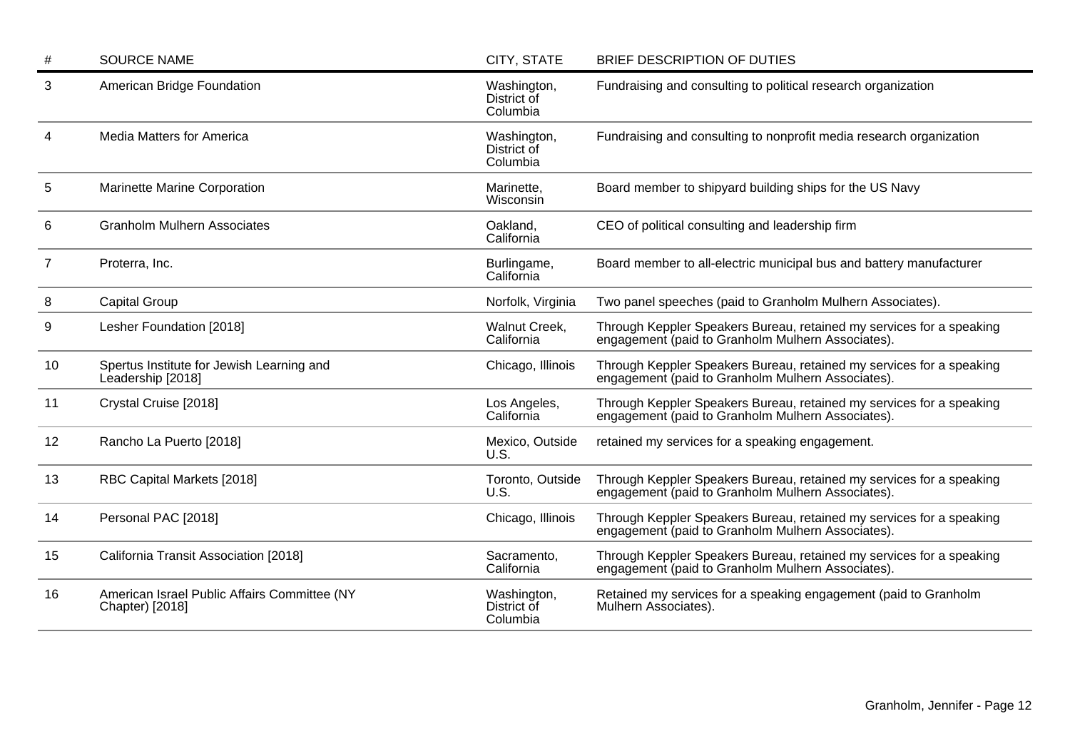| # | SOURCE NAME | CITY, STATE | BRIEF DESCRIPTION OF DUTIES |
|---|---|---|---|
| 3 | American Bridge Foundation | Washington, District of Columbia | Fundraising and consulting to political research organization |
| 4 | Media Matters for America | Washington, District of Columbia | Fundraising and consulting to nonprofit media research organization |
| 5 | Marinette Marine Corporation | Marinette, Wisconsin | Board member to shipyard building ships for the US Navy |
| 6 | Granholm Mulhern Associates | Oakland, California | CEO of political consulting and leadership firm |
| 7 | Proterra, Inc. | Burlingame, California | Board member to all-electric municipal bus and battery manufacturer |
| 8 | Capital Group | Norfolk, Virginia | Two panel speeches (paid to Granholm Mulhern Associates). |
| 9 | Lesher Foundation [2018] | Walnut Creek, California | Through Keppler Speakers Bureau, retained my services for a speaking engagement (paid to Granholm Mulhern Associates). |
| 10 | Spertus Institute for Jewish Learning and Leadership [2018] | Chicago, Illinois | Through Keppler Speakers Bureau, retained my services for a speaking engagement (paid to Granholm Mulhern Associates). |
| 11 | Crystal Cruise [2018] | Los Angeles, California | Through Keppler Speakers Bureau, retained my services for a speaking engagement (paid to Granholm Mulhern Associates). |
| 12 | Rancho La Puerto [2018] | Mexico, Outside U.S. | retained my services for a speaking engagement. |
| 13 | RBC Capital Markets [2018] | Toronto, Outside U.S. | Through Keppler Speakers Bureau, retained my services for a speaking engagement (paid to Granholm Mulhern Associates). |
| 14 | Personal PAC [2018] | Chicago, Illinois | Through Keppler Speakers Bureau, retained my services for a speaking engagement (paid to Granholm Mulhern Associates). |
| 15 | California Transit Association [2018] | Sacramento, California | Through Keppler Speakers Bureau, retained my services for a speaking engagement (paid to Granholm Mulhern Associates). |
| 16 | American Israel Public Affairs Committee (NY Chapter) [2018] | Washington, District of Columbia | Retained my services for a speaking engagement (paid to Granholm Mulhern Associates). |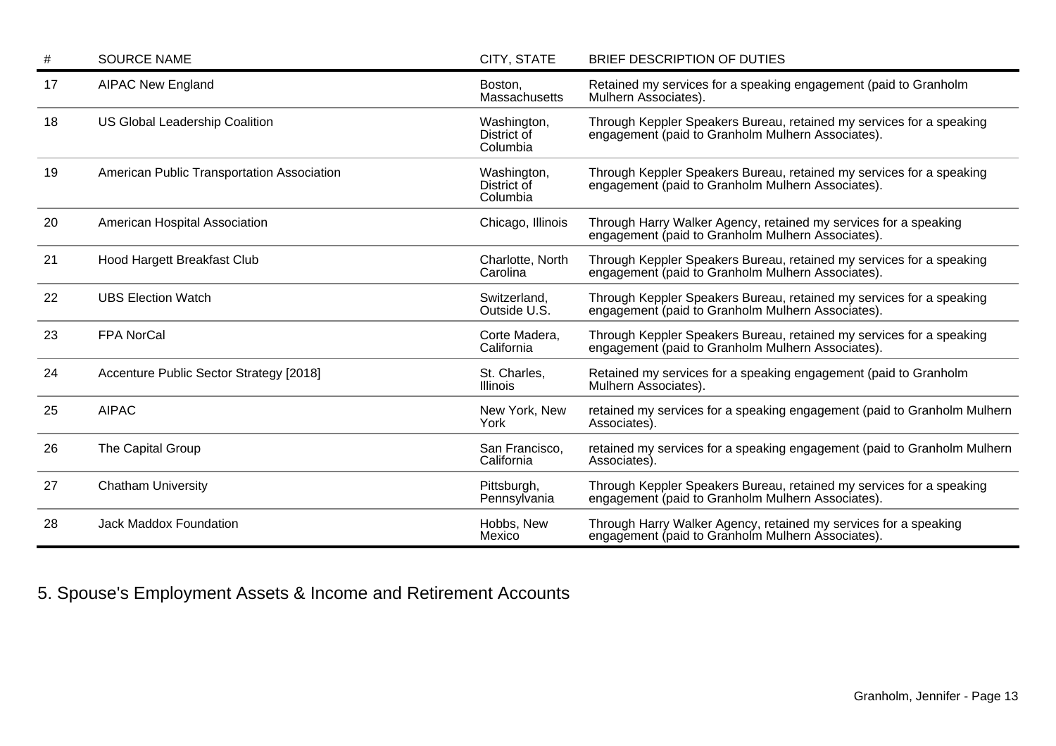| # | SOURCE NAME | CITY, STATE | BRIEF DESCRIPTION OF DUTIES |
|---|---|---|---|
| 17 | AIPAC New England | Boston, Massachusetts | Retained my services for a speaking engagement (paid to Granholm Mulhern Associates). |
| 18 | US Global Leadership Coalition | Washington, District of Columbia | Through Keppler Speakers Bureau, retained my services for a speaking engagement (paid to Granholm Mulhern Associates). |
| 19 | American Public Transportation Association | Washington, District of Columbia | Through Keppler Speakers Bureau, retained my services for a speaking engagement (paid to Granholm Mulhern Associates). |
| 20 | American Hospital Association | Chicago, Illinois | Through Harry Walker Agency, retained my services for a speaking engagement (paid to Granholm Mulhern Associates). |
| 21 | Hood Hargett Breakfast Club | Charlotte, North Carolina | Through Keppler Speakers Bureau, retained my services for a speaking engagement (paid to Granholm Mulhern Associates). |
| 22 | UBS Election Watch | Switzerland, Outside U.S. | Through Keppler Speakers Bureau, retained my services for a speaking engagement (paid to Granholm Mulhern Associates). |
| 23 | FPA NorCal | Corte Madera, California | Through Keppler Speakers Bureau, retained my services for a speaking engagement (paid to Granholm Mulhern Associates). |
| 24 | Accenture Public Sector Strategy [2018] | St. Charles, Illinois | Retained my services for a speaking engagement (paid to Granholm Mulhern Associates). |
| 25 | AIPAC | New York, New York | retained my services for a speaking engagement (paid to Granholm Mulhern Associates). |
| 26 | The Capital Group | San Francisco, California | retained my services for a speaking engagement (paid to Granholm Mulhern Associates). |
| 27 | Chatham University | Pittsburgh, Pennsylvania | Through Keppler Speakers Bureau, retained my services for a speaking engagement (paid to Granholm Mulhern Associates). |
| 28 | Jack Maddox Foundation | Hobbs, New Mexico | Through Harry Walker Agency, retained my services for a speaking engagement (paid to Granholm Mulhern Associates). |

## 5. Spouse's Employment Assets & Income and Retirement Accounts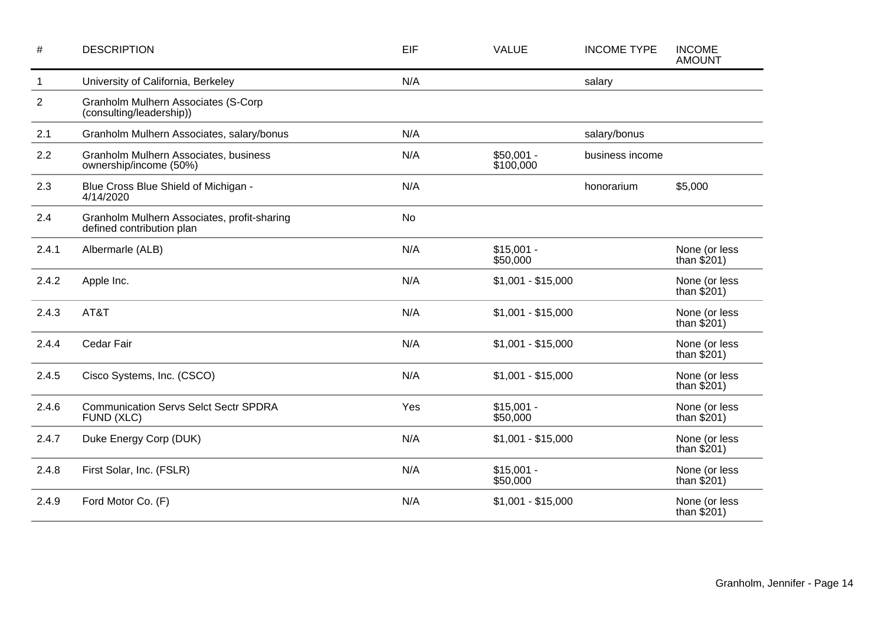| # | DESCRIPTION | EIF | VALUE | INCOME TYPE | INCOME AMOUNT |
|---|---|---|---|---|---|
| 1 | University of California, Berkeley | N/A | | salary | |
| 2 | Granholm Mulhern Associates (S-Corp (consulting/leadership)) | | | | |
| 2.1 | Granholm Mulhern Associates, salary/bonus | N/A | | salary/bonus | |
| 2.2 | Granholm Mulhern Associates, business ownership/income (50%) | N/A | $50,001 - $100,000 | business income | |
| 2.3 | Blue Cross Blue Shield of Michigan - 4/14/2020 | N/A | | honorarium | $5,000 |
| 2.4 | Granholm Mulhern Associates, profit-sharing defined contribution plan | No | | | |
| 2.4.1 | Albermarle (ALB) | N/A | $15,001 - $50,000 | | None (or less than $201) |
| 2.4.2 | Apple Inc. | N/A | $1,001 - $15,000 | | None (or less than $201) |
| 2.4.3 | AT&T | N/A | $1,001 - $15,000 | | None (or less than $201) |
| 2.4.4 | Cedar Fair | N/A | $1,001 - $15,000 | | None (or less than $201) |
| 2.4.5 | Cisco Systems, Inc. (CSCO) | N/A | $1,001 - $15,000 | | None (or less than $201) |
| 2.4.6 | Communication Servs Selct Sectr SPDRA FUND (XLC) | Yes | $15,001 - $50,000 | | None (or less than $201) |
| 2.4.7 | Duke Energy Corp (DUK) | N/A | $1,001 - $15,000 | | None (or less than $201) |
| 2.4.8 | First Solar, Inc. (FSLR) | N/A | $15,001 - $50,000 | | None (or less than $201) |
| 2.4.9 | Ford Motor Co. (F) | N/A | $1,001 - $15,000 | | None (or less than $201) |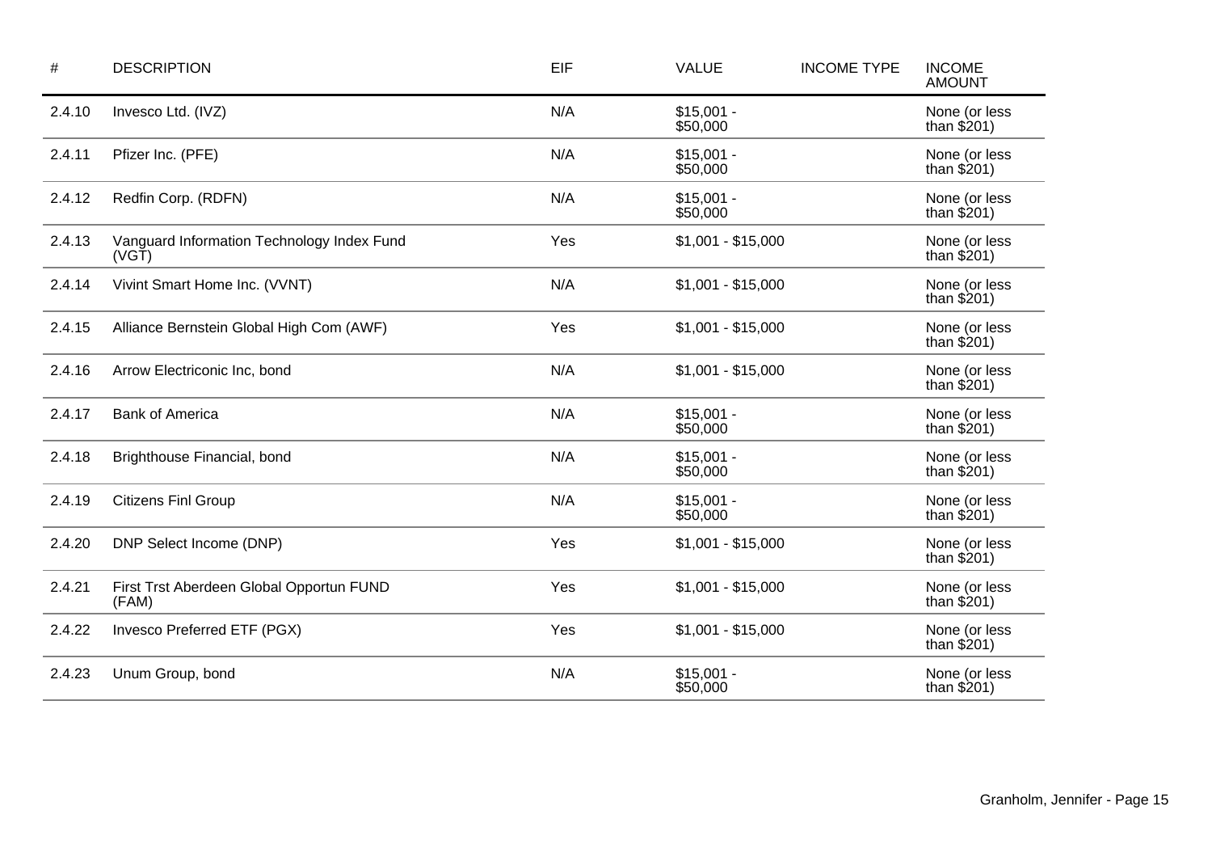| # | DESCRIPTION | EIF | VALUE | INCOME TYPE | INCOME AMOUNT |
|---|---|---|---|---|---|
| 2.4.10 | Invesco Ltd. (IVZ) | N/A | $15,001 - $50,000 | | None (or less than $201) |
| 2.4.11 | Pfizer Inc. (PFE) | N/A | $15,001 - $50,000 | | None (or less than $201) |
| 2.4.12 | Redfin Corp. (RDFN) | N/A | $15,001 - $50,000 | | None (or less than $201) |
| 2.4.13 | Vanguard Information Technology Index Fund (VGT) | Yes | $1,001 - $15,000 | | None (or less than $201) |
| 2.4.14 | Vivint Smart Home Inc. (VVNT) | N/A | $1,001 - $15,000 | | None (or less than $201) |
| 2.4.15 | Alliance Bernstein Global High Com (AWF) | Yes | $1,001 - $15,000 | | None (or less than $201) |
| 2.4.16 | Arrow Electriconic Inc, bond | N/A | $1,001 - $15,000 | | None (or less than $201) |
| 2.4.17 | Bank of America | N/A | $15,001 - $50,000 | | None (or less than $201) |
| 2.4.18 | Brighthouse Financial, bond | N/A | $15,001 - $50,000 | | None (or less than $201) |
| 2.4.19 | Citizens Finl Group | N/A | $15,001 - $50,000 | | None (or less than $201) |
| 2.4.20 | DNP Select Income (DNP) | Yes | $1,001 - $15,000 | | None (or less than $201) |
| 2.4.21 | First Trst Aberdeen Global Opportun FUND (FAM) | Yes | $1,001 - $15,000 | | None (or less than $201) |
| 2.4.22 | Invesco Preferred ETF (PGX) | Yes | $1,001 - $15,000 | | None (or less than $201) |
| 2.4.23 | Unum Group, bond | N/A | $15,001 - $50,000 | | None (or less than $201) |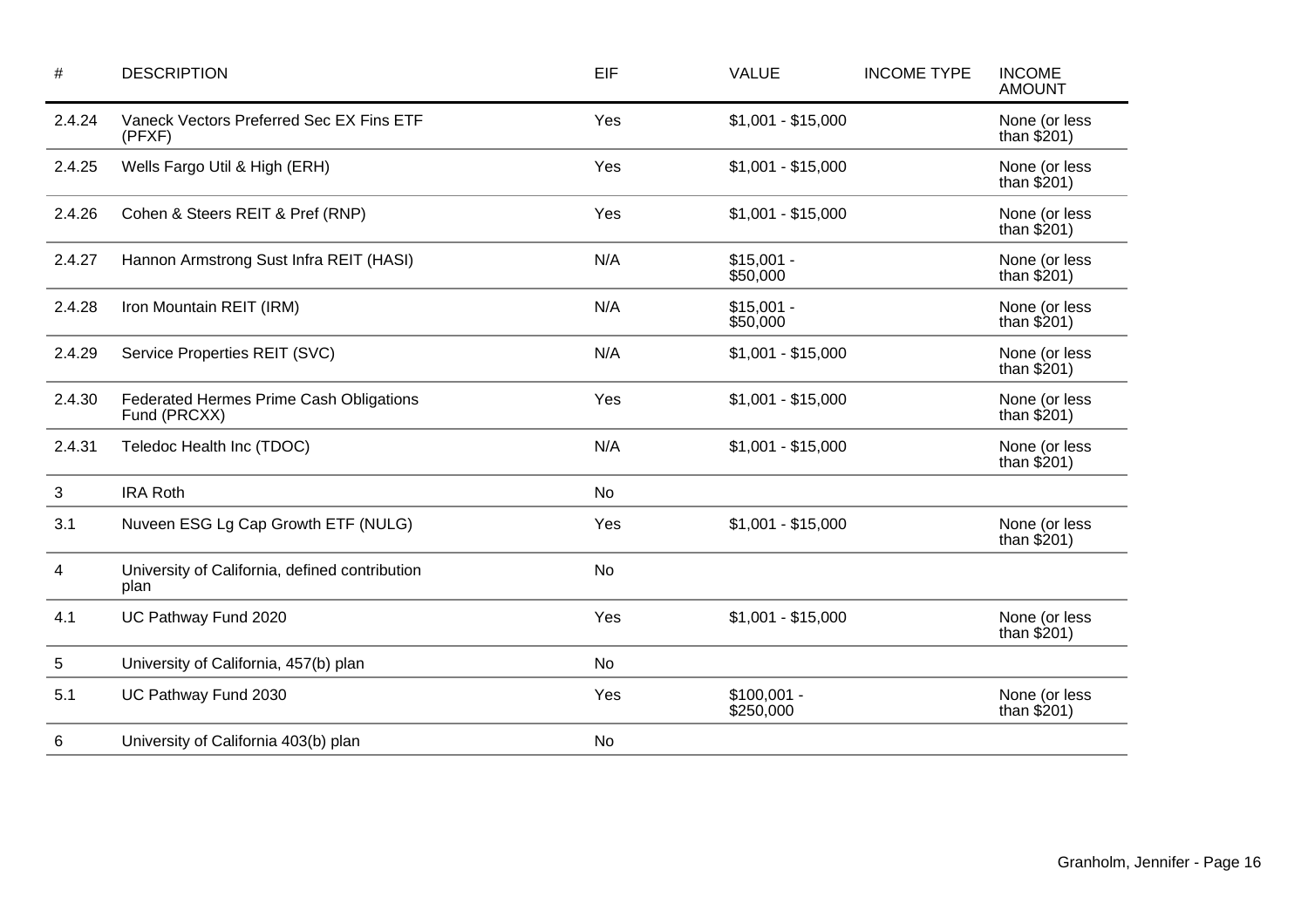| # | DESCRIPTION | EIF | VALUE | INCOME TYPE | INCOME AMOUNT |
|---|---|---|---|---|---|
| 2.4.24 | Vaneck Vectors Preferred Sec EX Fins ETF (PFXF) | Yes | $1,001 - $15,000 | | None (or less than $201) |
| 2.4.25 | Wells Fargo Util & High (ERH) | Yes | $1,001 - $15,000 | | None (or less than $201) |
| 2.4.26 | Cohen & Steers REIT & Pref (RNP) | Yes | $1,001 - $15,000 | | None (or less than $201) |
| 2.4.27 | Hannon Armstrong Sust Infra REIT (HASI) | N/A | $15,001 - $50,000 | | None (or less than $201) |
| 2.4.28 | Iron Mountain REIT (IRM) | N/A | $15,001 - $50,000 | | None (or less than $201) |
| 2.4.29 | Service Properties REIT (SVC) | N/A | $1,001 - $15,000 | | None (or less than $201) |
| 2.4.30 | Federated Hermes Prime Cash Obligations Fund (PRCXX) | Yes | $1,001 - $15,000 | | None (or less than $201) |
| 2.4.31 | Teledoc Health Inc (TDOC) | N/A | $1,001 - $15,000 | | None (or less than $201) |
| 3 | IRA Roth | No | | | |
| 3.1 | Nuveen ESG Lg Cap Growth ETF (NULG) | Yes | $1,001 - $15,000 | | None (or less than $201) |
| 4 | University of California, defined contribution plan | No | | | |
| 4.1 | UC Pathway Fund 2020 | Yes | $1,001 - $15,000 | | None (or less than $201) |
| 5 | University of California, 457(b) plan | No | | | |
| 5.1 | UC Pathway Fund 2030 | Yes | $100,001 - $250,000 | | None (or less than $201) |
| 6 | University of California 403(b) plan | No | | | |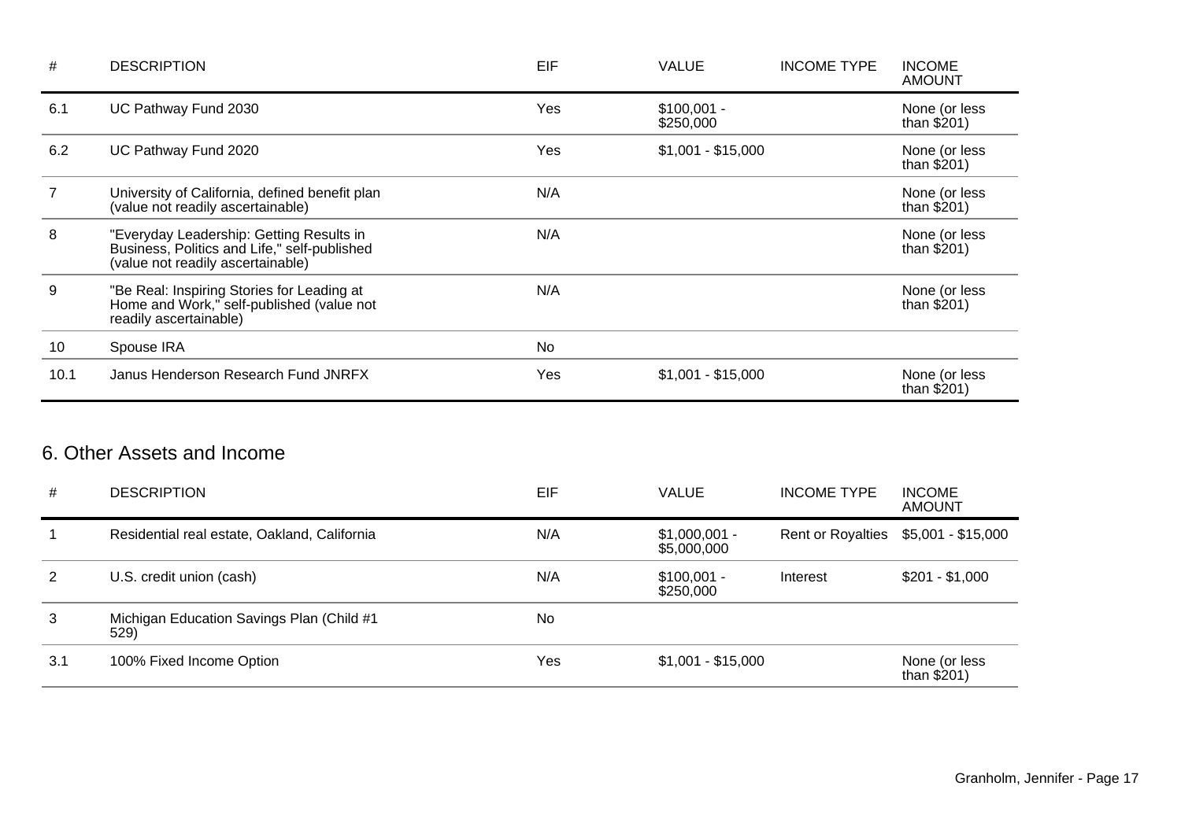| # | DESCRIPTION | EIF | VALUE | INCOME TYPE | INCOME AMOUNT |
|---|---|---|---|---|---|
| 6.1 | UC Pathway Fund 2030 | Yes | $100,001 - $250,000 | | None (or less than $201) |
| 6.2 | UC Pathway Fund 2020 | Yes | $1,001 - $15,000 | | None (or less than $201) |
| 7 | University of California, defined benefit plan (value not readily ascertainable) | N/A | | | None (or less than $201) |
| 8 | "Everyday Leadership: Getting Results in Business, Politics and Life," self-published (value not readily ascertainable) | N/A | | | None (or less than $201) |
| 9 | "Be Real: Inspiring Stories for Leading at Home and Work," self-published (value not readily ascertainable) | N/A | | | None (or less than $201) |
| 10 | Spouse IRA | No | | | |
| 10.1 | Janus Henderson Research Fund JNRFX | Yes | $1,001 - $15,000 | | None (or less than $201) |

## 6. Other Assets and Income

| # | DESCRIPTION | EIF | VALUE | INCOME TYPE | INCOME AMOUNT |
|---|---|---|---|---|---|
| 1 | Residential real estate, Oakland, California | N/A | $1,000,001 - $5,000,000 | Rent or Royalties | $5,001 - $15,000 |
| 2 | U.S. credit union (cash) | N/A | $100,001 - $250,000 | Interest | $201 - $1,000 |
| 3 | Michigan Education Savings Plan (Child #1 529) | No | | | |
| 3.1 | 100% Fixed Income Option | Yes | $1,001 - $15,000 | | None (or less than $201) |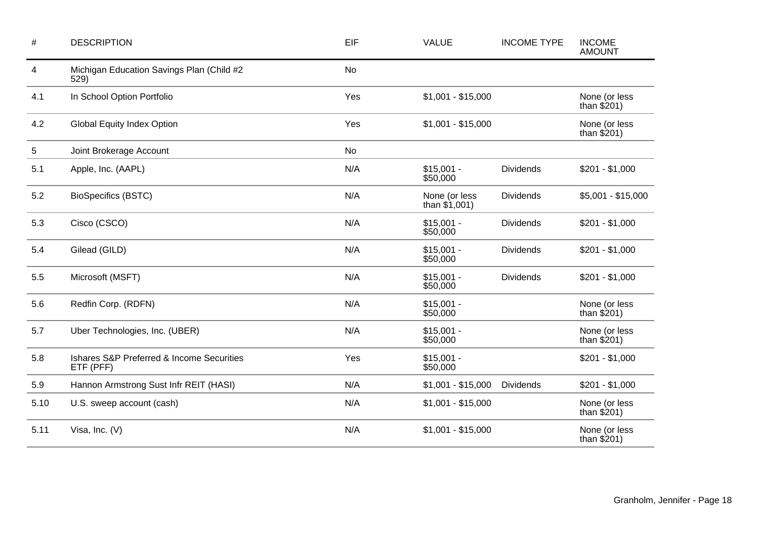| # | DESCRIPTION | EIF | VALUE | INCOME TYPE | INCOME AMOUNT |
|---|---|---|---|---|---|
| 4 | Michigan Education Savings Plan (Child #2 529) | No | | | |
| 4.1 | In School Option Portfolio | Yes | $1,001 - $15,000 | | None (or less than $201) |
| 4.2 | Global Equity Index Option | Yes | $1,001 - $15,000 | | None (or less than $201) |
| 5 | Joint Brokerage Account | No | | | |
| 5.1 | Apple, Inc. (AAPL) | N/A | $15,001 - $50,000 | Dividends | $201 - $1,000 |
| 5.2 | BioSpecifics (BSTC) | N/A | None (or less than $1,001) | Dividends | $5,001 - $15,000 |
| 5.3 | Cisco (CSCO) | N/A | $15,001 - $50,000 | Dividends | $201 - $1,000 |
| 5.4 | Gilead (GILD) | N/A | $15,001 - $50,000 | Dividends | $201 - $1,000 |
| 5.5 | Microsoft (MSFT) | N/A | $15,001 - $50,000 | Dividends | $201 - $1,000 |
| 5.6 | Redfin Corp. (RDFN) | N/A | $15,001 - $50,000 | | None (or less than $201) |
| 5.7 | Uber Technologies, Inc. (UBER) | N/A | $15,001 - $50,000 | | None (or less than $201) |
| 5.8 | Ishares S&P Preferred & Income Securities ETF (PFF) | Yes | $15,001 - $50,000 | | $201 - $1,000 |
| 5.9 | Hannon Armstrong Sust Infr REIT (HASI) | N/A | $1,001 - $15,000 | Dividends | $201 - $1,000 |
| 5.10 | U.S. sweep account (cash) | N/A | $1,001 - $15,000 | | None (or less than $201) |
| 5.11 | Visa, Inc. (V) | N/A | $1,001 - $15,000 | | None (or less than $201) |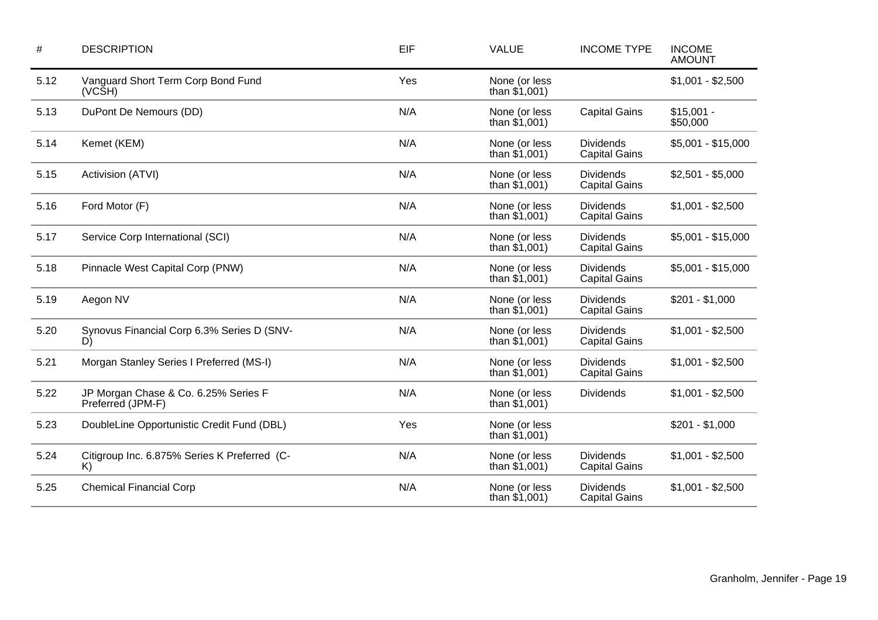| # | DESCRIPTION | EIF | VALUE | INCOME TYPE | INCOME AMOUNT |
|---|---|---|---|---|---|
| 5.12 | Vanguard Short Term Corp Bond Fund (VCSH) | Yes | None (or less than $1,001) | | $1,001 - $2,500 |
| 5.13 | DuPont De Nemours (DD) | N/A | None (or less than $1,001) | Capital Gains | $15,001 - $50,000 |
| 5.14 | Kemet (KEM) | N/A | None (or less than $1,001) | Dividends Capital Gains | $5,001 - $15,000 |
| 5.15 | Activision (ATVI) | N/A | None (or less than $1,001) | Dividends Capital Gains | $2,501 - $5,000 |
| 5.16 | Ford Motor (F) | N/A | None (or less than $1,001) | Dividends Capital Gains | $1,001 - $2,500 |
| 5.17 | Service Corp International (SCI) | N/A | None (or less than $1,001) | Dividends Capital Gains | $5,001 - $15,000 |
| 5.18 | Pinnacle West Capital Corp (PNW) | N/A | None (or less than $1,001) | Dividends Capital Gains | $5,001 - $15,000 |
| 5.19 | Aegon NV | N/A | None (or less than $1,001) | Dividends Capital Gains | $201 - $1,000 |
| 5.20 | Synovus Financial Corp 6.3% Series D (SNV-D) | N/A | None (or less than $1,001) | Dividends Capital Gains | $1,001 - $2,500 |
| 5.21 | Morgan Stanley Series I Preferred (MS-I) | N/A | None (or less than $1,001) | Dividends Capital Gains | $1,001 - $2,500 |
| 5.22 | JP Morgan Chase & Co. 6.25% Series F Preferred (JPM-F) | N/A | None (or less than $1,001) | Dividends | $1,001 - $2,500 |
| 5.23 | DoubleLine Opportunistic Credit Fund (DBL) | Yes | None (or less than $1,001) | | $201 - $1,000 |
| 5.24 | Citigroup Inc. 6.875% Series K Preferred (C-K) | N/A | None (or less than $1,001) | Dividends Capital Gains | $1,001 - $2,500 |
| 5.25 | Chemical Financial Corp | N/A | None (or less than $1,001) | Dividends Capital Gains | $1,001 - $2,500 |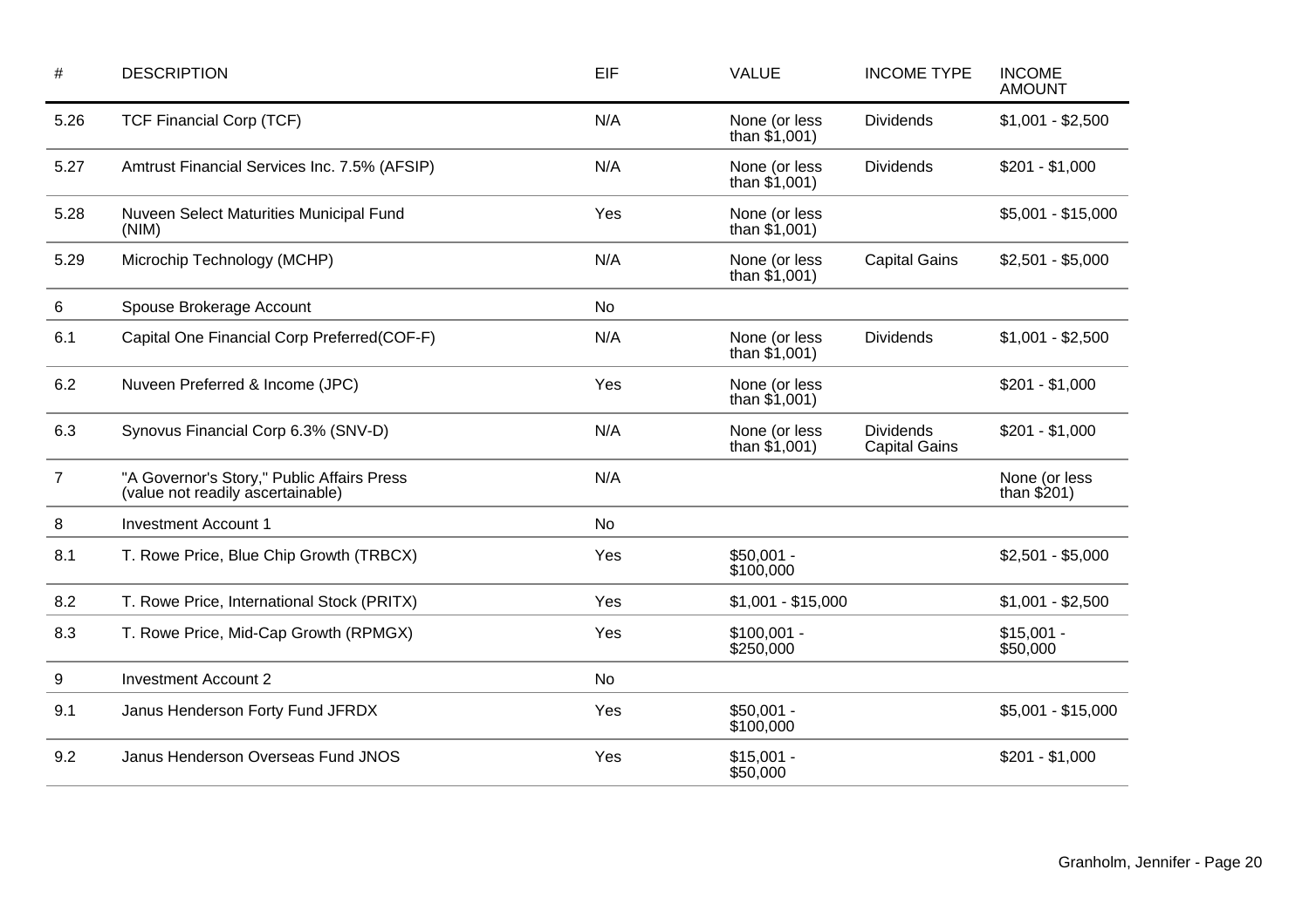| # | DESCRIPTION | EIF | VALUE | INCOME TYPE | INCOME AMOUNT |
|---|---|---|---|---|---|
| 5.26 | TCF Financial Corp (TCF) | N/A | None (or less than $1,001) | Dividends | $1,001 - $2,500 |
| 5.27 | Amtrust Financial Services Inc. 7.5% (AFSIP) | N/A | None (or less than $1,001) | Dividends | $201 - $1,000 |
| 5.28 | Nuveen Select Maturities Municipal Fund (NIM) | Yes | None (or less than $1,001) | | $5,001 - $15,000 |
| 5.29 | Microchip Technology (MCHP) | N/A | None (or less than $1,001) | Capital Gains | $2,501 - $5,000 |
| 6 | Spouse Brokerage Account | No | | | |
| 6.1 | Capital One Financial Corp Preferred(COF-F) | N/A | None (or less than $1,001) | Dividends | $1,001 - $2,500 |
| 6.2 | Nuveen Preferred & Income (JPC) | Yes | None (or less than $1,001) | | $201 - $1,000 |
| 6.3 | Synovus Financial Corp 6.3% (SNV-D) | N/A | None (or less than $1,001) | Dividends Capital Gains | $201 - $1,000 |
| 7 | "A Governor's Story," Public Affairs Press (value not readily ascertainable) | N/A | | | None (or less than $201) |
| 8 | Investment Account 1 | No | | | |
| 8.1 | T. Rowe Price, Blue Chip Growth (TRBCX) | Yes | $50,001 - $100,000 | | $2,501 - $5,000 |
| 8.2 | T. Rowe Price, International Stock (PRITX) | Yes | $1,001 - $15,000 | | $1,001 - $2,500 |
| 8.3 | T. Rowe Price, Mid-Cap Growth (RPMGX) | Yes | $100,001 - $250,000 | | $15,001 - $50,000 |
| 9 | Investment Account 2 | No | | | |
| 9.1 | Janus Henderson Forty Fund JFRDX | Yes | $50,001 - $100,000 | | $5,001 - $15,000 |
| 9.2 | Janus Henderson Overseas Fund JNOS | Yes | $15,001 - $50,000 | | $201 - $1,000 |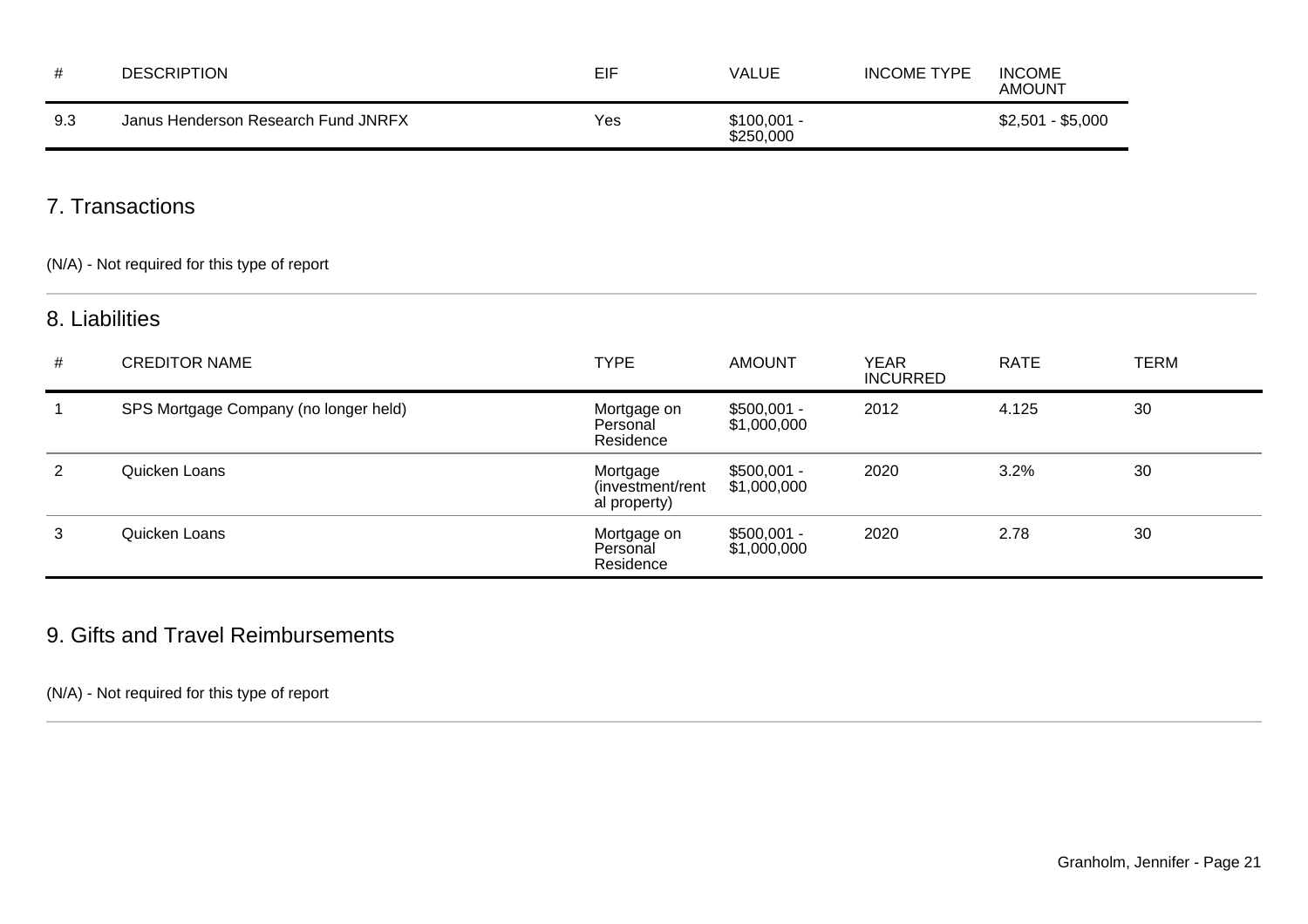| # | DESCRIPTION | EIF | VALUE | INCOME TYPE | INCOME AMOUNT |
|---|---|---|---|---|---|
| 9.3 | Janus Henderson Research Fund JNRFX | Yes | $100,001 - $250,000 | | $2,501 - $5,000 |

## 7. Transactions

(N/A) - Not required for this type of report

## 8. Liabilities

| # | CREDITOR NAME | TYPE | AMOUNT | YEAR INCURRED | RATE | TERM |
|---|---|---|---|---|---|---|
| 1 | SPS Mortgage Company (no longer held) | Mortgage on Personal Residence | $500,001 - $1,000,000 | 2012 | 4.125 | 30 |
| 2 | Quicken Loans | Mortgage (investment/rental property) | $500,001 - $1,000,000 | 2020 | 3.2% | 30 |
| 3 | Quicken Loans | Mortgage on Personal Residence | $500,001 - $1,000,000 | 2020 | 2.78 | 30 |

## 9. Gifts and Travel Reimbursements

(N/A) - Not required for this type of report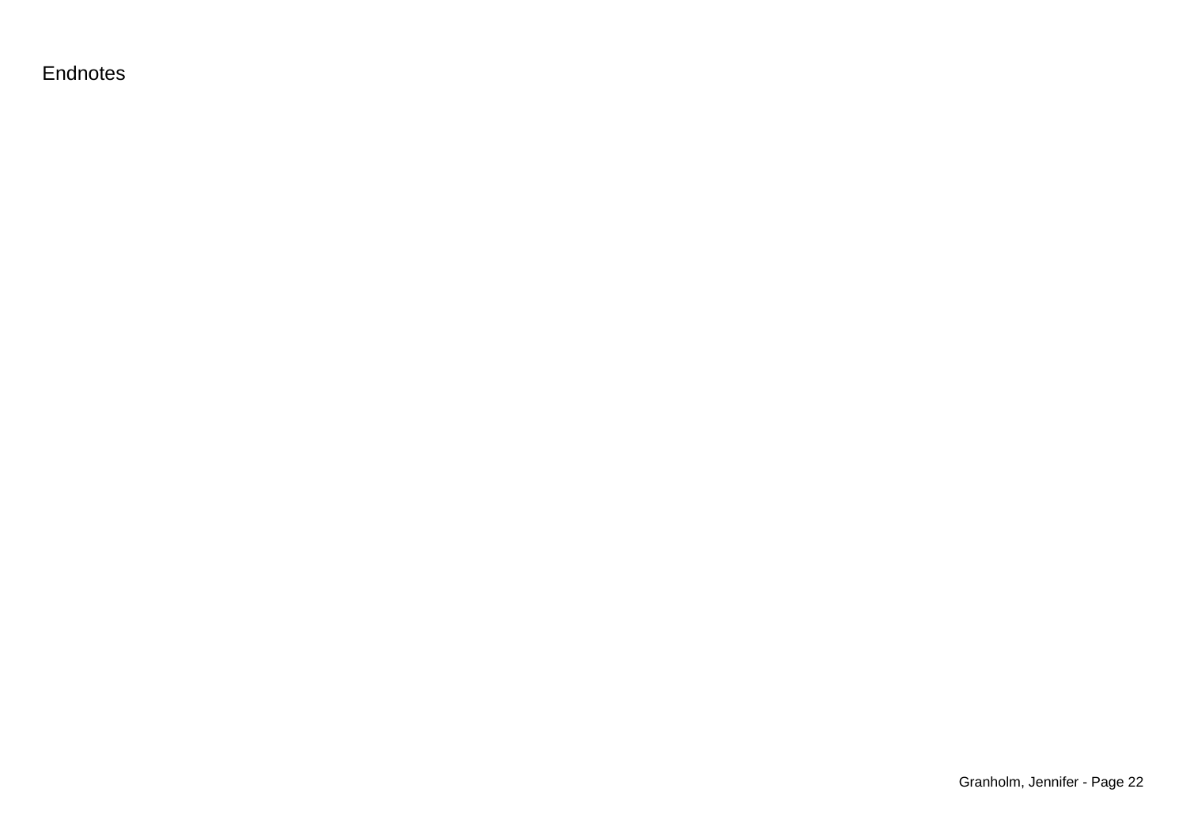Endnotes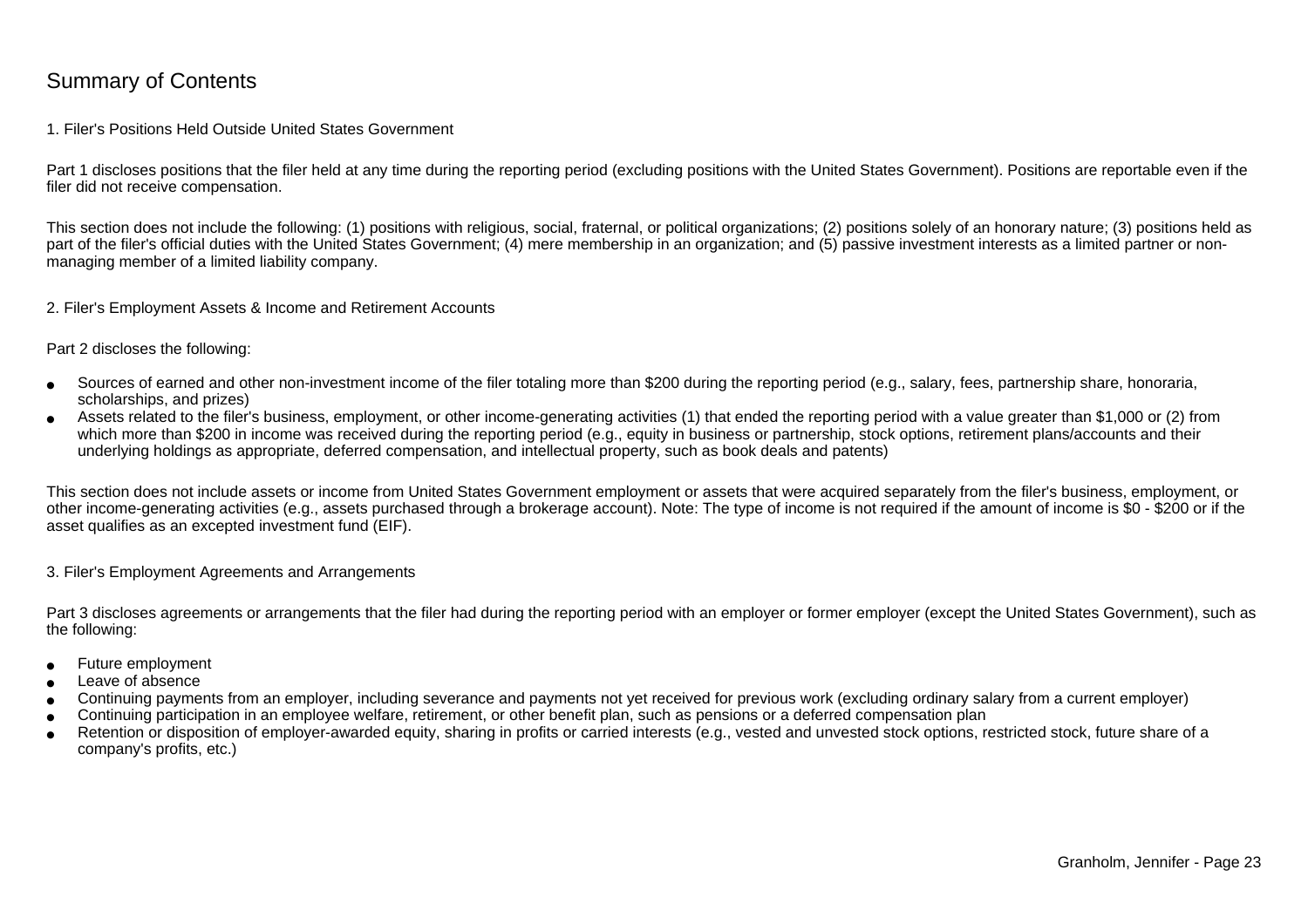# Summary of Contents

## 1. Filer's Positions Held Outside United States Government

Part 1 discloses positions that the filer held at any time during the reporting period (excluding positions with the United States Government). Positions are reportable even if the filer did not receive compensation.

This section does not include the following: (1) positions with religious, social, fraternal, or political organizations; (2) positions solely of an honorary nature; (3) positions held as part of the filer's official duties with the United States Government; (4) mere membership in an organization; and (5) passive investment interests as a limited partner or non-managing member of a limited liability company.

## 2. Filer's Employment Assets & Income and Retirement Accounts

Part 2 discloses the following:

- Sources of earned and other non-investment income of the filer totaling more than $200 during the reporting period (e.g., salary, fees, partnership share, honoraria, scholarships, and prizes)
- Assets related to the filer's business, employment, or other income-generating activities (1) that ended the reporting period with a value greater than $1,000 or (2) from which more than $200 in income was received during the reporting period (e.g., equity in business or partnership, stock options, retirement plans/accounts and their underlying holdings as appropriate, deferred compensation, and intellectual property, such as book deals and patents)

This section does not include assets or income from United States Government employment or assets that were acquired separately from the filer's business, employment, or other income-generating activities (e.g., assets purchased through a brokerage account). Note: The type of income is not required if the amount of income is $0 - $200 or if the asset qualifies as an excepted investment fund (EIF).

## 3. Filer's Employment Agreements and Arrangements

Part 3 discloses agreements or arrangements that the filer had during the reporting period with an employer or former employer (except the United States Government), such as the following:

- Future employment
- Leave of absence
- Continuing payments from an employer, including severance and payments not yet received for previous work (excluding ordinary salary from a current employer)
- Continuing participation in an employee welfare, retirement, or other benefit plan, such as pensions or a deferred compensation plan
- Retention or disposition of employer-awarded equity, sharing in profits or carried interests (e.g., vested and unvested stock options, restricted stock, future share of a company's profits, etc.)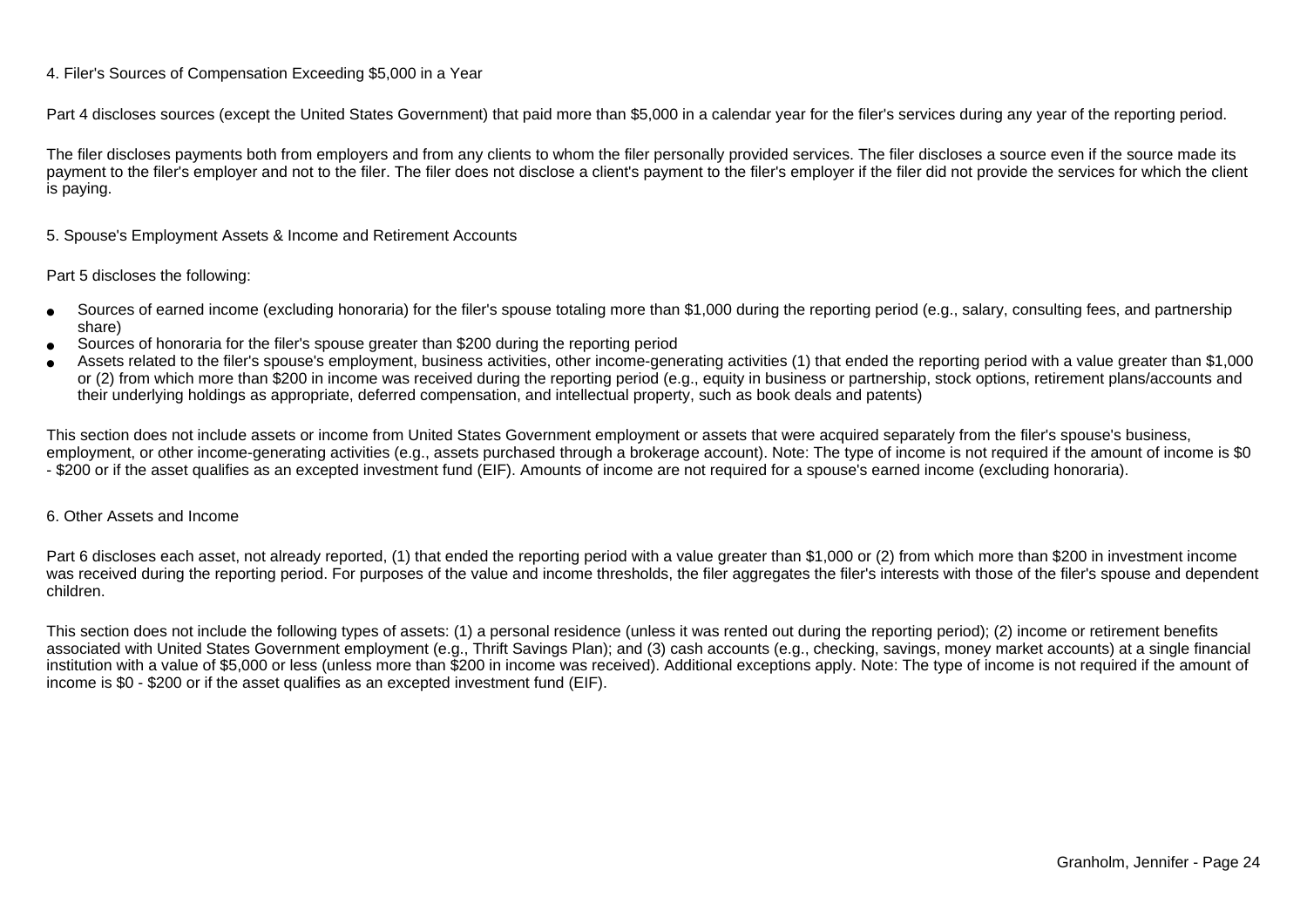## 4. Filer's Sources of Compensation Exceeding $5,000 in a Year

Part 4 discloses sources (except the United States Government) that paid more than $5,000 in a calendar year for the filer's services during any year of the reporting period.

The filer discloses payments both from employers and from any clients to whom the filer personally provided services. The filer discloses a source even if the source made its payment to the filer's employer and not to the filer. The filer does not disclose a client's payment to the filer's employer if the filer did not provide the services for which the client is paying.

## 5. Spouse's Employment Assets & Income and Retirement Accounts

Part 5 discloses the following:

- Sources of earned income (excluding honoraria) for the filer's spouse totaling more than $1,000 during the reporting period (e.g., salary, consulting fees, and partnership share)
- Sources of honoraria for the filer's spouse greater than $200 during the reporting period
- Assets related to the filer's spouse's employment, business activities, other income-generating activities (1) that ended the reporting period with a value greater than $1,000 or (2) from which more than $200 in income was received during the reporting period (e.g., equity in business or partnership, stock options, retirement plans/accounts and their underlying holdings as appropriate, deferred compensation, and intellectual property, such as book deals and patents)

This section does not include assets or income from United States Government employment or assets that were acquired separately from the filer's spouse's business, employment, or other income-generating activities (e.g., assets purchased through a brokerage account). Note: The type of income is not required if the amount of income is $0 - $200 or if the asset qualifies as an excepted investment fund (EIF). Amounts of income are not required for a spouse's earned income (excluding honoraria).

## 6. Other Assets and Income

Part 6 discloses each asset, not already reported, (1) that ended the reporting period with a value greater than $1,000 or (2) from which more than $200 in investment income was received during the reporting period. For purposes of the value and income thresholds, the filer aggregates the filer's interests with those of the filer's spouse and dependent children.

This section does not include the following types of assets: (1) a personal residence (unless it was rented out during the reporting period); (2) income or retirement benefits associated with United States Government employment (e.g., Thrift Savings Plan); and (3) cash accounts (e.g., checking, savings, money market accounts) at a single financial institution with a value of $5,000 or less (unless more than $200 in income was received). Additional exceptions apply. Note: The type of income is not required if the amount of income is $0 - $200 or if the asset qualifies as an excepted investment fund (EIF).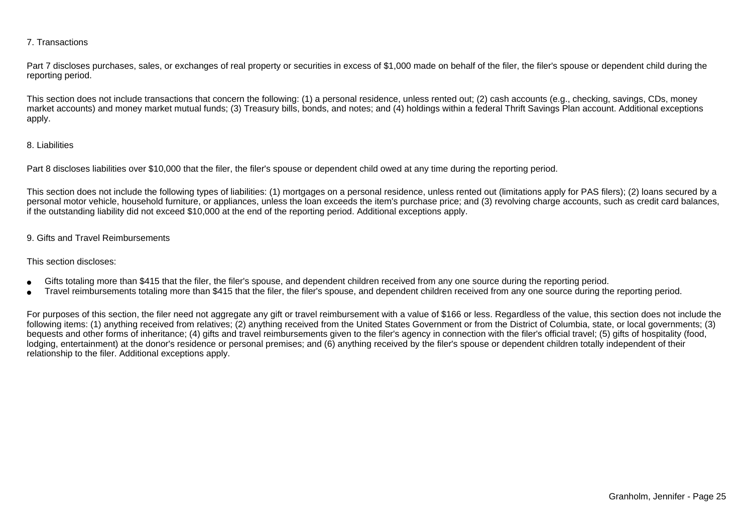### 7. Transactions

Part 7 discloses purchases, sales, or exchanges of real property or securities in excess of $1,000 made on behalf of the filer, the filer's spouse or dependent child during the reporting period.

This section does not include transactions that concern the following: (1) a personal residence, unless rented out; (2) cash accounts (e.g., checking, savings, CDs, money market accounts) and money market mutual funds; (3) Treasury bills, bonds, and notes; and (4) holdings within a federal Thrift Savings Plan account. Additional exceptions apply.

### 8. Liabilities

Part 8 discloses liabilities over $10,000 that the filer, the filer's spouse or dependent child owed at any time during the reporting period.

This section does not include the following types of liabilities: (1) mortgages on a personal residence, unless rented out (limitations apply for PAS filers); (2) loans secured by a personal motor vehicle, household furniture, or appliances, unless the loan exceeds the item's purchase price; and (3) revolving charge accounts, such as credit card balances, if the outstanding liability did not exceed $10,000 at the end of the reporting period. Additional exceptions apply.

### 9. Gifts and Travel Reimbursements

This section discloses:

- Gifts totaling more than $415 that the filer, the filer's spouse, and dependent children received from any one source during the reporting period.
- Travel reimbursements totaling more than $415 that the filer, the filer's spouse, and dependent children received from any one source during the reporting period.

For purposes of this section, the filer need not aggregate any gift or travel reimbursement with a value of $166 or less. Regardless of the value, this section does not include the following items: (1) anything received from relatives; (2) anything received from the United States Government or from the District of Columbia, state, or local governments; (3) bequests and other forms of inheritance; (4) gifts and travel reimbursements given to the filer's agency in connection with the filer's official travel; (5) gifts of hospitality (food, lodging, entertainment) at the donor's residence or personal premises; and (6) anything received by the filer's spouse or dependent children totally independent of their relationship to the filer. Additional exceptions apply.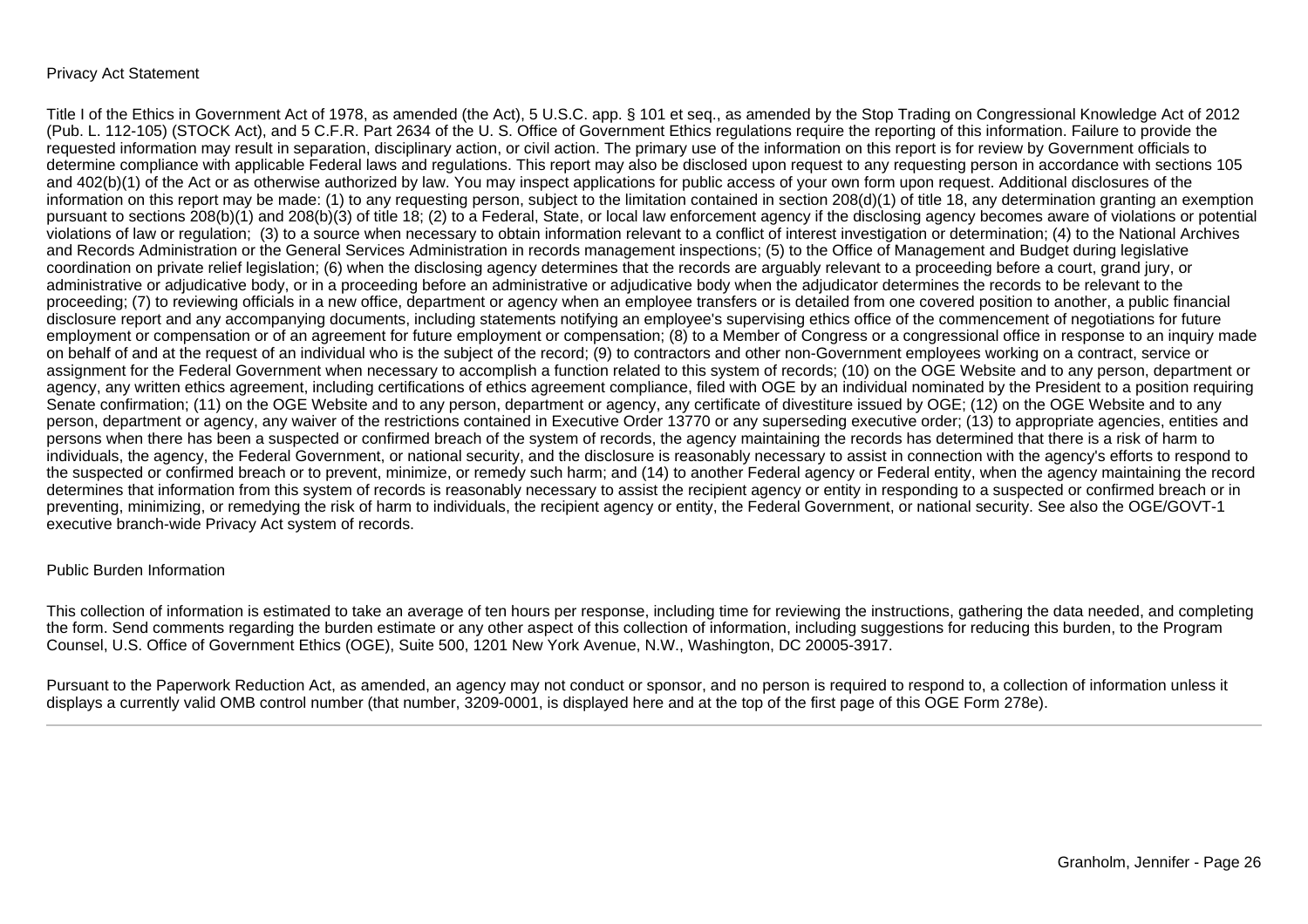## Privacy Act Statement

Title I of the Ethics in Government Act of 1978, as amended (the Act), 5 U.S.C. app. § 101 et seq., as amended by the Stop Trading on Congressional Knowledge Act of 2012 (Pub. L. 112-105) (STOCK Act), and 5 C.F.R. Part 2634 of the U. S. Office of Government Ethics regulations require the reporting of this information. Failure to provide the requested information may result in separation, disciplinary action, or civil action. The primary use of the information on this report is for review by Government officials to determine compliance with applicable Federal laws and regulations. This report may also be disclosed upon request to any requesting person in accordance with sections 105 and 402(b)(1) of the Act or as otherwise authorized by law. You may inspect applications for public access of your own form upon request. Additional disclosures of the information on this report may be made: (1) to any requesting person, subject to the limitation contained in section 208(d)(1) of title 18, any determination granting an exemption pursuant to sections 208(b)(1) and 208(b)(3) of title 18; (2) to a Federal, State, or local law enforcement agency if the disclosing agency becomes aware of violations or potential violations of law or regulation; (3) to a source when necessary to obtain information relevant to a conflict of interest investigation or determination; (4) to the National Archives and Records Administration or the General Services Administration in records management inspections; (5) to the Office of Management and Budget during legislative coordination on private relief legislation; (6) when the disclosing agency determines that the records are arguably relevant to a proceeding before a court, grand jury, or administrative or adjudicative body, or in a proceeding before an administrative or adjudicative body when the adjudicator determines the records to be relevant to the proceeding; (7) to reviewing officials in a new office, department or agency when an employee transfers or is detailed from one covered position to another, a public financial disclosure report and any accompanying documents, including statements notifying an employee's supervising ethics office of the commencement of negotiations for future employment or compensation or of an agreement for future employment or compensation; (8) to a Member of Congress or a congressional office in response to an inquiry made on behalf of and at the request of an individual who is the subject of the record; (9) to contractors and other non-Government employees working on a contract, service or assignment for the Federal Government when necessary to accomplish a function related to this system of records; (10) on the OGE Website and to any person, department or agency, any written ethics agreement, including certifications of ethics agreement compliance, filed with OGE by an individual nominated by the President to a position requiring Senate confirmation; (11) on the OGE Website and to any person, department or agency, any certificate of divestiture issued by OGE; (12) on the OGE Website and to any person, department or agency, any waiver of the restrictions contained in Executive Order 13770 or any superseding executive order; (13) to appropriate agencies, entities and persons when there has been a suspected or confirmed breach of the system of records, the agency maintaining the records has determined that there is a risk of harm to individuals, the agency, the Federal Government, or national security, and the disclosure is reasonably necessary to assist in connection with the agency's efforts to respond to the suspected or confirmed breach or to prevent, minimize, or remedy such harm; and (14) to another Federal agency or Federal entity, when the agency maintaining the record determines that information from this system of records is reasonably necessary to assist the recipient agency or entity in responding to a suspected or confirmed breach or in preventing, minimizing, or remedying the risk of harm to individuals, the recipient agency or entity, the Federal Government, or national security. See also the OGE/GOVT-1 executive branch-wide Privacy Act system of records.

## Public Burden Information

This collection of information is estimated to take an average of ten hours per response, including time for reviewing the instructions, gathering the data needed, and completing the form. Send comments regarding the burden estimate or any other aspect of this collection of information, including suggestions for reducing this burden, to the Program Counsel, U.S. Office of Government Ethics (OGE), Suite 500, 1201 New York Avenue, N.W., Washington, DC 20005-3917.

Pursuant to the Paperwork Reduction Act, as amended, an agency may not conduct or sponsor, and no person is required to respond to, a collection of information unless it displays a currently valid OMB control number (that number, 3209-0001, is displayed here and at the top of the first page of this OGE Form 278e).